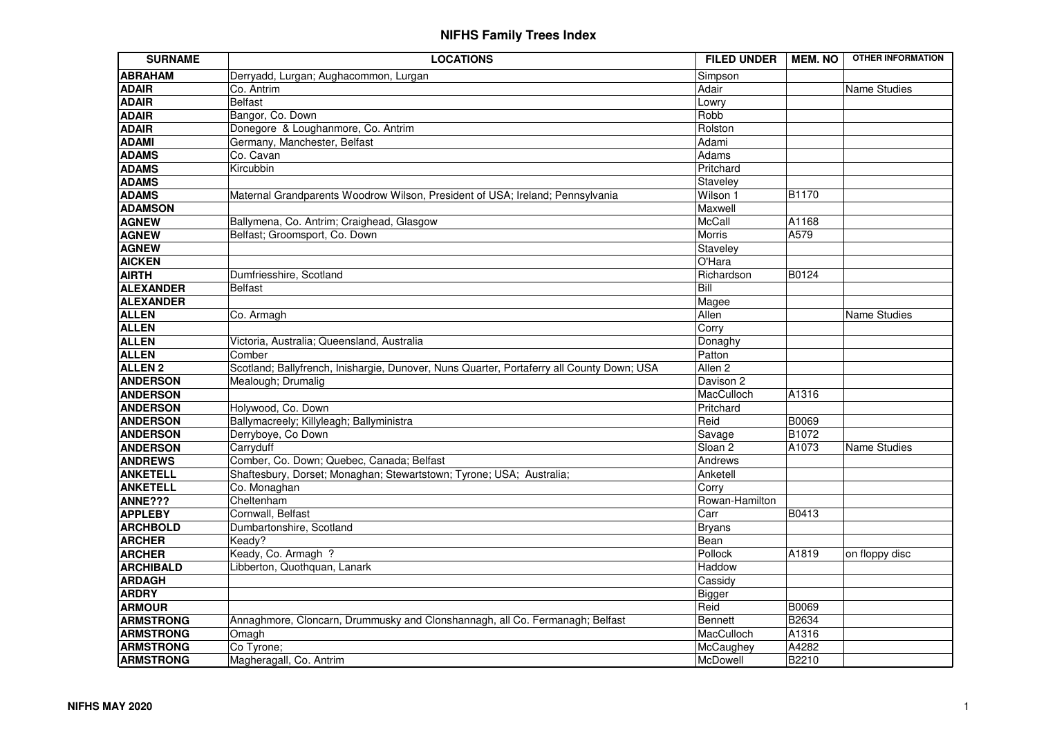# NIFHS Family Trees Index

| SURNAME | LOCATIONS | FILED UNDER | MEM. NO | OTHER INFORMATION |
|---|---|---|---|---|
| **ABRAHAM** | Derryadd, Lurgan; Aughacommon, Lurgan | Simpson | | |
| **ADAIR** | Co. Antrim | Adair | | Name Studies |
| **ADAIR** | Belfast | Lowry | | |
| **ADAIR** | Bangor, Co. Down | Robb | | |
| **ADAIR** | Donegore & Loughanmore, Co. Antrim | Rolston | | |
| **ADAMI** | Germany, Manchester, Belfast | Adami | | |
| **ADAMS** | Co. Cavan | Adams | | |
| **ADAMS** | Kircubbin | Pritchard | | |
| **ADAMS** | | Staveley | | |
| **ADAMS** | Maternal Grandparents Woodrow Wilson, President of USA; Ireland; Pennsylvania | Wilson 1 | B1170 | |
| **ADAMSON** | | Maxwell | | |
| **AGNEW** | Ballymena, Co. Antrim; Craighead, Glasgow | McCall | A1168 | |
| **AGNEW** | Belfast; Groomsport, Co. Down | Morris | A579 | |
| **AGNEW** | | Staveley | | |
| **AICKEN** | | O'Hara | | |
| **AIRTH** | Dumfriesshire, Scotland | Richardson | B0124 | |
| **ALEXANDER** | Belfast | Bill | | |
| **ALEXANDER** | | Magee | | |
| **ALLEN** | Co. Armagh | Allen | | Name Studies |
| **ALLEN** | | Corry | | |
| **ALLEN** | Victoria, Australia; Queensland, Australia | Donaghy | | |
| **ALLEN** | Comber | Patton | | |
| **ALLEN 2** | Scotland; Ballyfrench, Inishargie, Dunover, Nuns Quarter, Portaferry all County Down; USA | Allen 2 | | |
| **ANDERSON** | Mealough; Drumalig | Davison 2 | | |
| **ANDERSON** | | MacCulloch | A1316 | |
| **ANDERSON** | Holywood, Co. Down | Pritchard | | |
| **ANDERSON** | Ballymacreely; Killyleagh; Ballyministra | Reid | B0069 | |
| **ANDERSON** | Derryboye, Co Down | Savage | B1072 | |
| **ANDERSON** | Carryduff | Sloan 2 | A1073 | Name Studies |
| **ANDREWS** | Comber, Co. Down; Quebec, Canada; Belfast | Andrews | | |
| **ANKETELL** | Shaftesbury, Dorset; Monaghan; Stewartstown; Tyrone; USA; Australia; | Anketell | | |
| **ANKETELL** | Co. Monaghan | Corry | | |
| **ANNE???** | Cheltenham | Rowan-Hamilton | | |
| **APPLEBY** | Cornwall, Belfast | Carr | B0413 | |
| **ARCHBOLD** | Dumbartonshire, Scotland | Bryans | | |
| **ARCHER** | Keady? | Bean | | |
| **ARCHER** | Keady, Co. Armagh ? | Pollock | A1819 | on floppy disc |
| **ARCHIBALD** | Libberton, Quothquan, Lanark | Haddow | | |
| **ARDAGH** | | Cassidy | | |
| **ARDRY** | | Bigger | | |
| **ARMOUR** | | Reid | B0069 | |
| **ARMSTRONG** | Annaghmore, Cloncarn, Drummusky and Clonshannagh, all Co. Fermanagh; Belfast | Bennett | B2634 | |
| **ARMSTRONG** | Omagh | MacCulloch | A1316 | |
| **ARMSTRONG** | Co Tyrone; | McCaughey | A4282 | |
| **ARMSTRONG** | Magheragall, Co. Antrim | McDowell | B2210 | |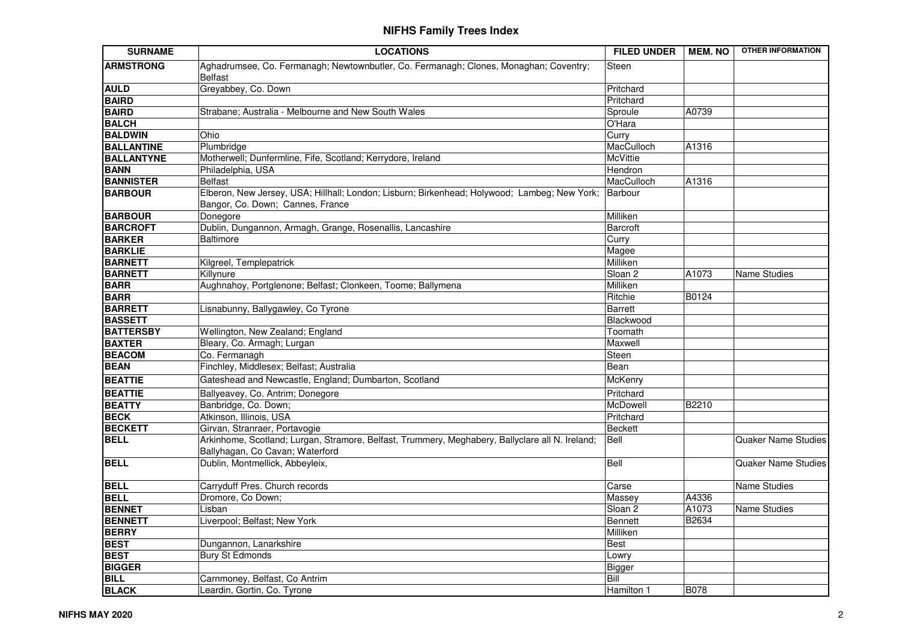# NIFHS Family Trees Index

| SURNAME | LOCATIONS | FILED UNDER | MEM. NO | OTHER INFORMATION |
|---|---|---|---|---|
| **ARMSTRONG** | Aghadrumsee, Co. Fermanagh; Newtownbutler, Co. Fermanagh; Clones, Monaghan; Coventry; Belfast | Steen | | |
| **AULD** | Greyabbey, Co. Down | Pritchard | | |
| **BAIRD** | | Pritchard | | |
| **BAIRD** | Strabane; Australia - Melbourne and New South Wales | Sproule | A0739 | |
| **BALCH** | | O'Hara | | |
| **BALDWIN** | Ohio | Curry | | |
| **BALLANTINE** | Plumbridge | MacCulloch | A1316 | |
| **BALLANTYNE** | Motherwell; Dunfermline, Fife, Scotland; Kerrydore, Ireland | McVittie | | |
| **BANN** | Philadelphia, USA | Hendron | | |
| **BANNISTER** | Belfast | MacCulloch | A1316 | |
| **BARBOUR** | Elberon, New Jersey, USA; Hillhall; London; Lisburn; Birkenhead; Holywood; Lambeg; New York; Bangor, Co. Down; Cannes, France | Barbour | | |
| **BARBOUR** | Donegore | Milliken | | |
| **BARCROFT** | Dublin, Dungannon, Armagh, Grange, Rosenallis, Lancashire | Barcroft | | |
| **BARKER** | Baltimore | Curry | | |
| **BARKLIE** | | Magee | | |
| **BARNETT** | Kilgreel, Templepatrick | Milliken | | |
| **BARNETT** | Killynure | Sloan 2 | A1073 | Name Studies |
| **BARR** | Aughnahoy, Portglenone; Belfast; Clonkeen, Toome; Ballymena | Milliken | | |
| **BARR** | | Ritchie | B0124 | |
| **BARRETT** | Lisnabunny, Ballygawley, Co Tyrone | Barrett | | |
| **BASSETT** | | Blackwood | | |
| **BATTERSBY** | Wellington, New Zealand; England | Toomath | | |
| **BAXTER** | Bleary, Co. Armagh; Lurgan | Maxwell | | |
| **BEACOM** | Co. Fermanagh | Steen | | |
| **BEAN** | Finchley, Middlesex; Belfast; Australia | Bean | | |
| **BEATTIE** | Gateshead and Newcastle, England; Dumbarton, Scotland | McKenry | | |
| **BEATTIE** | Ballyeavey, Co. Antrim; Donegore | Pritchard | | |
| **BEATTY** | Banbridge, Co. Down; | McDowell | B2210 | |
| **BECK** | Atkinson, Illinois, USA | Pritchard | | |
| **BECKETT** | Girvan, Stranraer, Portavogie | Beckett | | |
| **BELL** | Arkinhome, Scotland; Lurgan, Stramore, Belfast, Trummery, Meghabery, Ballyclare all N. Ireland; Ballyhagan, Co Cavan; Waterford | Bell | | Quaker Name Studies |
| **BELL** | Dublin, Montmellick, Abbeyleix, | Bell | | Quaker Name Studies |
| **BELL** | Carryduff Pres. Church records | Carse | | Name Studies |
| **BELL** | Dromore, Co Down; | Massey | A4336 | |
| **BENNET** | Lisban | Sloan 2 | A1073 | Name Studies |
| **BENNETT** | Liverpool; Belfast; New York | Bennett | B2634 | |
| **BERRY** | | Milliken | | |
| **BEST** | Dungannon, Lanarkshire | Best | | |
| **BEST** | Bury St Edmonds | Lowry | | |
| **BIGGER** | | Bigger | | |
| **BILL** | Carnmoney, Belfast, Co Antrim | Bill | | |
| **BLACK** | Leardin, Gortin, Co. Tyrone | Hamilton 1 | B078 | |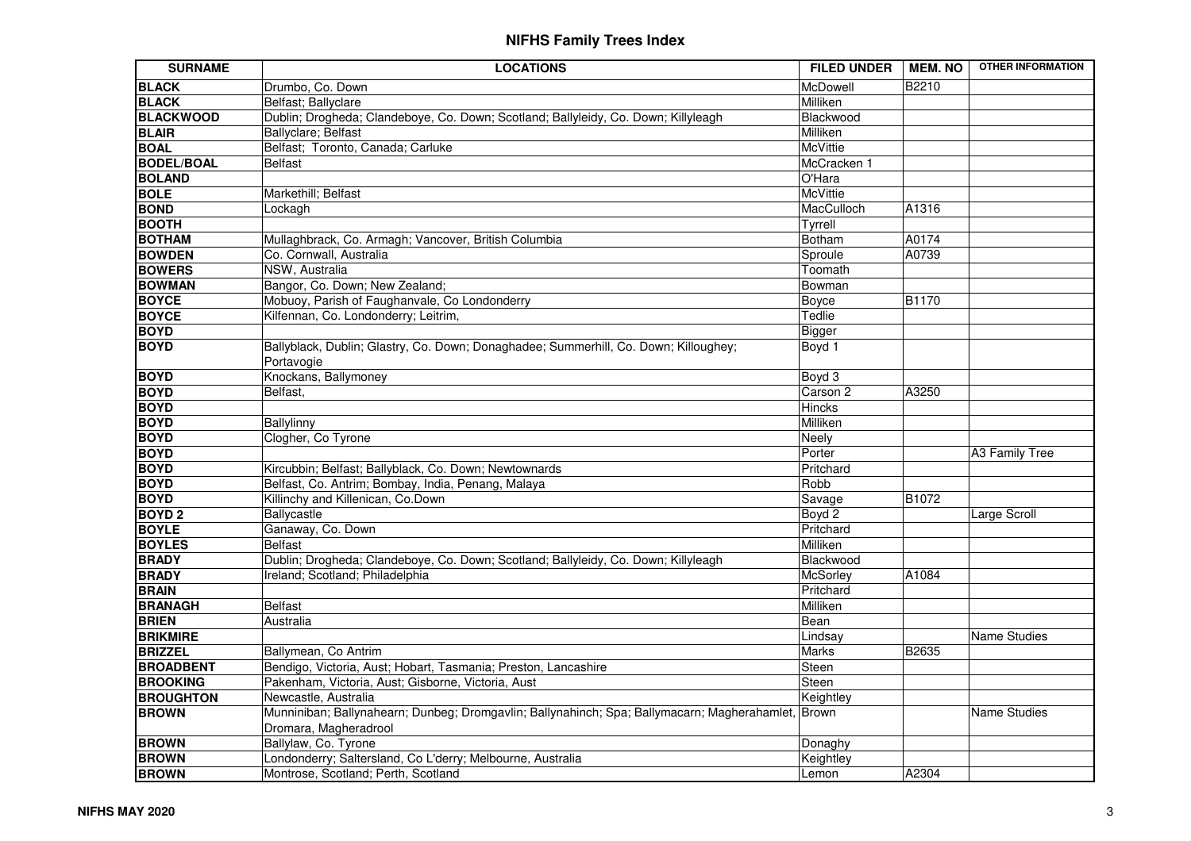# NIFHS Family Trees Index

| SURNAME | LOCATIONS | FILED UNDER | MEM. NO | OTHER INFORMATION |
|---|---|---|---|---|
| **BLACK** | Drumbo, Co. Down | McDowell | B2210 | |
| **BLACK** | Belfast; Ballyclare | Milliken | | |
| **BLACKWOOD** | Dublin; Drogheda; Clandeboye, Co. Down; Scotland; Ballyleidy, Co. Down; Killyleagh | Blackwood | | |
| **BLAIR** | Ballyclare; Belfast | Milliken | | |
| **BOAL** | Belfast; Toronto, Canada; Carluke | McVittie | | |
| **BODEL/BOAL** | Belfast | McCracken 1 | | |
| **BOLAND** | | O'Hara | | |
| **BOLE** | Markethill; Belfast | McVittie | | |
| **BOND** | Lockagh | MacCulloch | A1316 | |
| **BOOTH** | | Tyrrell | | |
| **BOTHAM** | Mullaghbrack, Co. Armagh; Vancover, British Columbia | Botham | A0174 | |
| **BOWDEN** | Co. Cornwall, Australia | Sproule | A0739 | |
| **BOWERS** | NSW, Australia | Toomath | | |
| **BOWMAN** | Bangor, Co. Down; New Zealand; | Bowman | | |
| **BOYCE** | Mobuoy, Parish of Faughanvale, Co Londonderry | Boyce | B1170 | |
| **BOYCE** | Kilfennan, Co. Londonderry; Leitrim, | Tedlie | | |
| **BOYD** | | Bigger | | |
| **BOYD** | Ballyblack, Dublin; Glastry, Co. Down; Donaghadee; Summerhill, Co. Down; Killoughey; Portavogie | Boyd 1 | | |
| **BOYD** | Knockans, Ballymoney | Boyd 3 | | |
| **BOYD** | Belfast, | Carson 2 | A3250 | |
| **BOYD** | | Hincks | | |
| **BOYD** | Ballylinny | Milliken | | |
| **BOYD** | Clogher, Co Tyrone | Neely | | |
| **BOYD** | | Porter | | A3 Family Tree |
| **BOYD** | Kircubbin; Belfast; Ballyblack, Co. Down; Newtownards | Pritchard | | |
| **BOYD** | Belfast, Co. Antrim; Bombay, India, Penang, Malaya | Robb | | |
| **BOYD** | Killinchy and Killenican, Co.Down | Savage | B1072 | |
| **BOYD 2** | Ballycastle | Boyd 2 | | Large Scroll |
| **BOYLE** | Ganaway, Co. Down | Pritchard | | |
| **BOYLES** | Belfast | Milliken | | |
| **BRADY** | Dublin; Drogheda; Clandeboye, Co. Down; Scotland; Ballyleidy, Co. Down; Killyleagh | Blackwood | | |
| **BRADY** | Ireland; Scotland; Philadelphia | McSorley | A1084 | |
| **BRAIN** | | Pritchard | | |
| **BRANAGH** | Belfast | Milliken | | |
| **BRIEN** | Australia | Bean | | |
| **BRIKMIRE** | | Lindsay | | Name Studies |
| **BRIZZEL** | Ballymean, Co Antrim | Marks | B2635 | |
| **BROADBENT** | Bendigo, Victoria, Aust; Hobart, Tasmania; Preston, Lancashire | Steen | | |
| **BROOKING** | Pakenham, Victoria, Aust; Gisborne, Victoria, Aust | Steen | | |
| **BROUGHTON** | Newcastle, Australia | Keightley | | |
| **BROWN** | Munniniban; Ballynahearn; Dunbeg; Dromgavlin; Ballynahinch; Spa; Ballymacarn; Magherahamlet, Dromara, Magheradrool | Brown | | Name Studies |
| **BROWN** | Ballylaw, Co. Tyrone | Donaghy | | |
| **BROWN** | Londonderry; Saltersland, Co L'derry; Melbourne, Australia | Keightley | | |
| **BROWN** | Montrose, Scotland; Perth, Scotland | Lemon | A2304 | |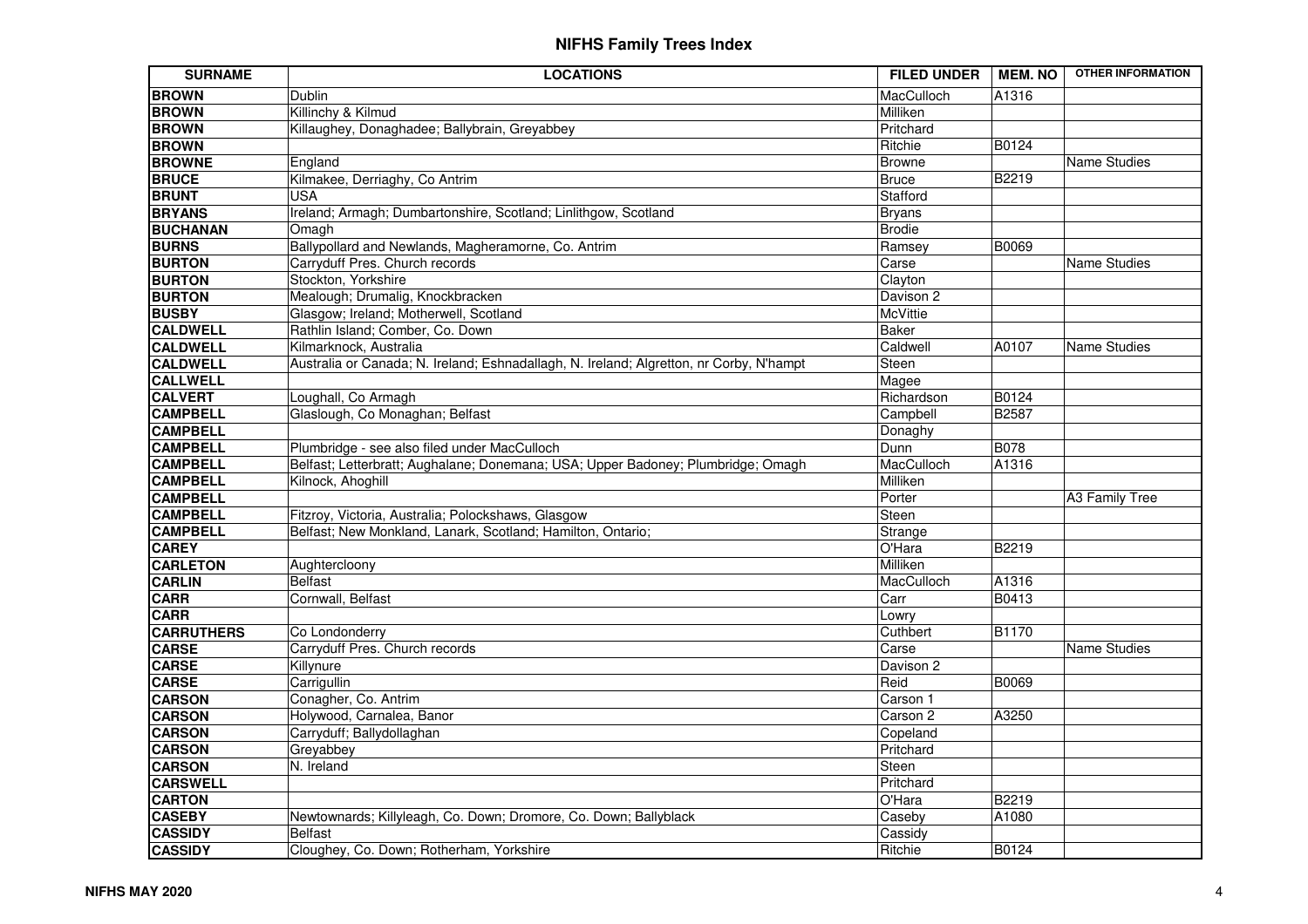# NIFHS Family Trees Index

| SURNAME | LOCATIONS | FILED UNDER | MEM. NO | OTHER INFORMATION |
|---|---|---|---|---|
| **BROWN** | Dublin | MacCulloch | A1316 | |
| **BROWN** | Killinchy & Kilmud | Milliken | | |
| **BROWN** | Killaughey, Donaghadee; Ballybrain, Greyabbey | Pritchard | | |
| **BROWN** | | Ritchie | B0124 | |
| **BROWNE** | England | Browne | | Name Studies |
| **BRUCE** | Kilmakee, Derriaghy, Co Antrim | Bruce | B2219 | |
| **BRUNT** | USA | Stafford | | |
| **BRYANS** | Ireland; Armagh; Dumbartonshire, Scotland; Linlithgow, Scotland | Bryans | | |
| **BUCHANAN** | Omagh | Brodie | | |
| **BURNS** | Ballypollard and Newlands, Magheramorne, Co. Antrim | Ramsey | B0069 | |
| **BURTON** | Carryduff Pres. Church records | Carse | | Name Studies |
| **BURTON** | Stockton, Yorkshire | Clayton | | |
| **BURTON** | Mealough; Drumalig, Knockbracken | Davison 2 | | |
| **BUSBY** | Glasgow; Ireland; Motherwell, Scotland | McVittie | | |
| **CALDWELL** | Rathlin Island; Comber, Co. Down | Baker | | |
| **CALDWELL** | Kilmarknock, Australia | Caldwell | A0107 | Name Studies |
| **CALDWELL** | Australia or Canada; N. Ireland; Eshnadallagh, N. Ireland; Algretton, nr Corby, N'hampt | Steen | | |
| **CALLWELL** | | Magee | | |
| **CALVERT** | Loughall, Co Armagh | Richardson | B0124 | |
| **CAMPBELL** | Glaslough, Co Monaghan; Belfast | Campbell | B2587 | |
| **CAMPBELL** | | Donaghy | | |
| **CAMPBELL** | Plumbridge - see also filed under MacCulloch | Dunn | B078 | |
| **CAMPBELL** | Belfast; Letterbratt; Aughalane; Donemana; USA; Upper Badoney; Plumbridge; Omagh | MacCulloch | A1316 | |
| **CAMPBELL** | Kilnock, Ahoghill | Milliken | | |
| **CAMPBELL** | | Porter | | A3 Family Tree |
| **CAMPBELL** | Fitzroy, Victoria, Australia; Polockshaws, Glasgow | Steen | | |
| **CAMPBELL** | Belfast; New Monkland, Lanark, Scotland; Hamilton, Ontario; | Strange | | |
| **CAREY** | | O'Hara | B2219 | |
| **CARLETON** | Aughtercloony | Milliken | | |
| **CARLIN** | Belfast | MacCulloch | A1316 | |
| **CARR** | Cornwall, Belfast | Carr | B0413 | |
| **CARR** | | Lowry | | |
| **CARRUTHERS** | Co Londonderry | Cuthbert | B1170 | |
| **CARSE** | Carryduff Pres. Church records | Carse | | Name Studies |
| **CARSE** | Killynure | Davison 2 | | |
| **CARSE** | Carrigullin | Reid | B0069 | |
| **CARSON** | Conagher, Co. Antrim | Carson 1 | | |
| **CARSON** | Holywood, Carnalea, Banor | Carson 2 | A3250 | |
| **CARSON** | Carryduff; Ballydollaghan | Copeland | | |
| **CARSON** | Greyabbey | Pritchard | | |
| **CARSON** | N. Ireland | Steen | | |
| **CARSWELL** | | Pritchard | | |
| **CARTON** | | O'Hara | B2219 | |
| **CASEBY** | Newtownards; Killyleagh, Co. Down; Dromore, Co. Down; Ballyblack | Caseby | A1080 | |
| **CASSIDY** | Belfast | Cassidy | | |
| **CASSIDY** | Cloughey, Co. Down; Rotherham, Yorkshire | Ritchie | B0124 | |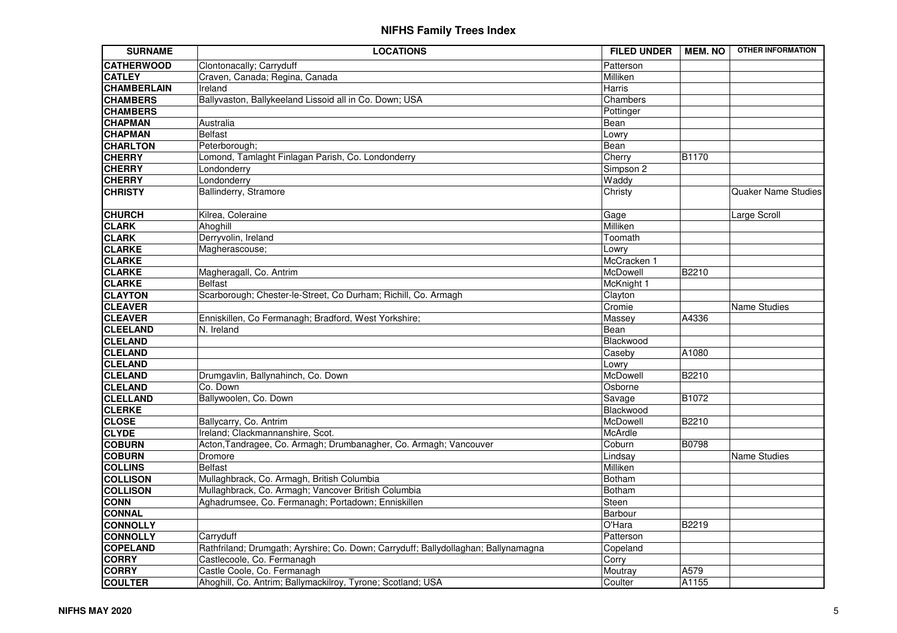# NIFHS Family Trees Index

| SURNAME | LOCATIONS | FILED UNDER | MEM. NO | OTHER INFORMATION |
|---|---|---|---|---|
| **CATHERWOOD** | Clontonacally; Carryduff | Patterson | | |
| **CATLEY** | Craven, Canada; Regina, Canada | Milliken | | |
| **CHAMBERLAIN** | Ireland | Harris | | |
| **CHAMBERS** | Ballyvaston, Ballykeeland Lissoid all in Co. Down; USA | Chambers | | |
| **CHAMBERS** | | Pottinger | | |
| **CHAPMAN** | Australia | Bean | | |
| **CHAPMAN** | Belfast | Lowry | | |
| **CHARLTON** | Peterborough; | Bean | | |
| **CHERRY** | Lomond, Tamlaght Finlagan Parish, Co. Londonderry | Cherry | B1170 | |
| **CHERRY** | Londonderry | Simpson 2 | | |
| **CHERRY** | Londonderry | Waddy | | |
| **CHRISTY** | Ballinderry, Stramore | Christy | | Quaker Name Studies |
| **CHURCH** | Kilrea, Coleraine | Gage | | Large Scroll |
| **CLARK** | Ahoghill | Milliken | | |
| **CLARK** | Derryvolin, Ireland | Toomath | | |
| **CLARKE** | Magherascouse; | Lowry | | |
| **CLARKE** | | McCracken 1 | | |
| **CLARKE** | Magheragall, Co. Antrim | McDowell | B2210 | |
| **CLARKE** | Belfast | McKnight 1 | | |
| **CLAYTON** | Scarborough; Chester-le-Street, Co Durham; Richill, Co. Armagh | Clayton | | |
| **CLEAVER** | | Cromie | | Name Studies |
| **CLEAVER** | Enniskillen, Co Fermanagh; Bradford, West Yorkshire; | Massey | A4336 | |
| **CLEELAND** | N. Ireland | Bean | | |
| **CLELAND** | | Blackwood | | |
| **CLELAND** | | Caseby | A1080 | |
| **CLELAND** | | Lowry | | |
| **CLELAND** | Drumgavlin, Ballynahinch, Co. Down | McDowell | B2210 | |
| **CLELAND** | Co. Down | Osborne | | |
| **CLELLAND** | Ballywoolen, Co. Down | Savage | B1072 | |
| **CLERKE** | | Blackwood | | |
| **CLOSE** | Ballycarry, Co. Antrim | McDowell | B2210 | |
| **CLYDE** | Ireland; Clackmannanshire, Scot. | McArdle | | |
| **COBURN** | Acton,Tandragee, Co. Armagh; Drumbanagher, Co. Armagh; Vancouver | Coburn | B0798 | |
| **COBURN** | Dromore | Lindsay | | Name Studies |
| **COLLINS** | Belfast | Milliken | | |
| **COLLISON** | Mullaghbrack, Co. Armagh, British Columbia | Botham | | |
| **COLLISON** | Mullaghbrack, Co. Armagh; Vancover British Columbia | Botham | | |
| **CONN** | Aghadrumsee, Co. Fermanagh; Portadown; Enniskillen | Steen | | |
| **CONNAL** | | Barbour | | |
| **CONNOLLY** | | O'Hara | B2219 | |
| **CONNOLLY** | Carryduff | Patterson | | |
| **COPELAND** | Rathfriland; Drumgath; Ayrshire; Co. Down; Carryduff; Ballydollaghan; Ballynamagna | Copeland | | |
| **CORRY** | Castlecoole, Co. Fermanagh | Corry | | |
| **CORRY** | Castle Coole, Co. Fermanagh | Moutray | A579 | |
| **COULTER** | Ahoghill, Co. Antrim; Ballymackilroy, Tyrone; Scotland; USA | Coulter | A1155 | |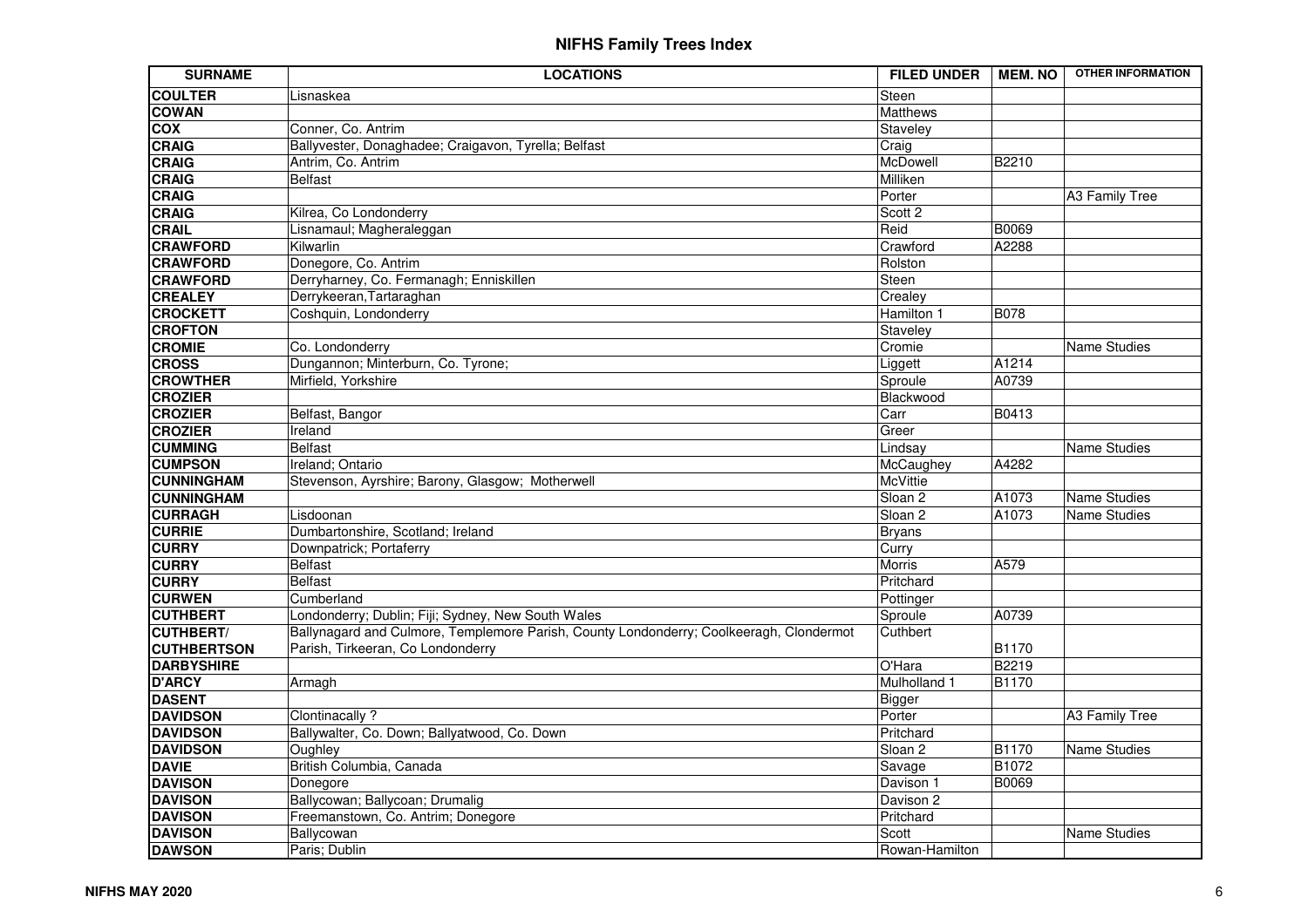# NIFHS Family Trees Index

| SURNAME | LOCATIONS | FILED UNDER | MEM. NO | OTHER INFORMATION |
|---|---|---|---|---|
| **COULTER** | Lisnaskea | Steen | | |
| **COWAN** | | Matthews | | |
| **COX** | Conner, Co. Antrim | Staveley | | |
| **CRAIG** | Ballyvester, Donaghadee; Craigavon, Tyrella; Belfast | Craig | | |
| **CRAIG** | Antrim, Co. Antrim | McDowell | B2210 | |
| **CRAIG** | Belfast | Milliken | | |
| **CRAIG** | | Porter | | A3 Family Tree |
| **CRAIG** | Kilrea, Co Londonderry | Scott 2 | | |
| **CRAIL** | Lisnamaul; Magheraleggan | Reid | B0069 | |
| **CRAWFORD** | Kilwarlin | Crawford | A2288 | |
| **CRAWFORD** | Donegore, Co. Antrim | Rolston | | |
| **CRAWFORD** | Derryharney, Co. Fermanagh; Enniskillen | Steen | | |
| **CREALEY** | Derrykeeran,Tartaraghan | Crealey | | |
| **CROCKETT** | Coshquin, Londonderry | Hamilton 1 | B078 | |
| **CROFTON** | | Staveley | | |
| **CROMIE** | Co. Londonderry | Cromie | | Name Studies |
| **CROSS** | Dungannon; Minterburn, Co. Tyrone; | Liggett | A1214 | |
| **CROWTHER** | Mirfield, Yorkshire | Sproule | A0739 | |
| **CROZIER** | | Blackwood | | |
| **CROZIER** | Belfast, Bangor | Carr | B0413 | |
| **CROZIER** | Ireland | Greer | | |
| **CUMMING** | Belfast | Lindsay | | Name Studies |
| **CUMPSON** | Ireland; Ontario | McCaughey | A4282 | |
| **CUNNINGHAM** | Stevenson, Ayrshire; Barony, Glasgow; Motherwell | McVittie | | |
| **CUNNINGHAM** | | Sloan 2 | A1073 | Name Studies |
| **CURRAGH** | Lisdoonan | Sloan 2 | A1073 | Name Studies |
| **CURRIE** | Dumbartonshire, Scotland; Ireland | Bryans | | |
| **CURRY** | Downpatrick; Portaferry | Curry | | |
| **CURRY** | Belfast | Morris | A579 | |
| **CURRY** | Belfast | Pritchard | | |
| **CURWEN** | Cumberland | Pottinger | | |
| **CUTHBERT** | Londonderry; Dublin; Fiji; Sydney, New South Wales | Sproule | A0739 | |
| **CUTHBERT/ CUTHBERTSON** | Ballynagard and Culmore, Templemore Parish, County Londonderry; Coolkeeragh, Clondermot Parish, Tirkeeran, Co Londonderry | Cuthbert | B1170 | |
| **DARBYSHIRE** | | O'Hara | B2219 | |
| **D'ARCY** | Armagh | Mulholland 1 | B1170 | |
| **DASENT** | | Bigger | | |
| **DAVIDSON** | Clontinacally ? | Porter | | A3 Family Tree |
| **DAVIDSON** | Ballywalter, Co. Down; Ballyatwood, Co. Down | Pritchard | | |
| **DAVIDSON** | Oughley | Sloan 2 | B1170 | Name Studies |
| **DAVIE** | British Columbia, Canada | Savage | B1072 | |
| **DAVISON** | Donegore | Davison 1 | B0069 | |
| **DAVISON** | Ballycowan; Ballycoan; Drumalig | Davison 2 | | |
| **DAVISON** | Freemanstown, Co. Antrim; Donegore | Pritchard | | |
| **DAVISON** | Ballycowan | Scott | | Name Studies |
| **DAWSON** | Paris; Dublin | Rowan-Hamilton | | |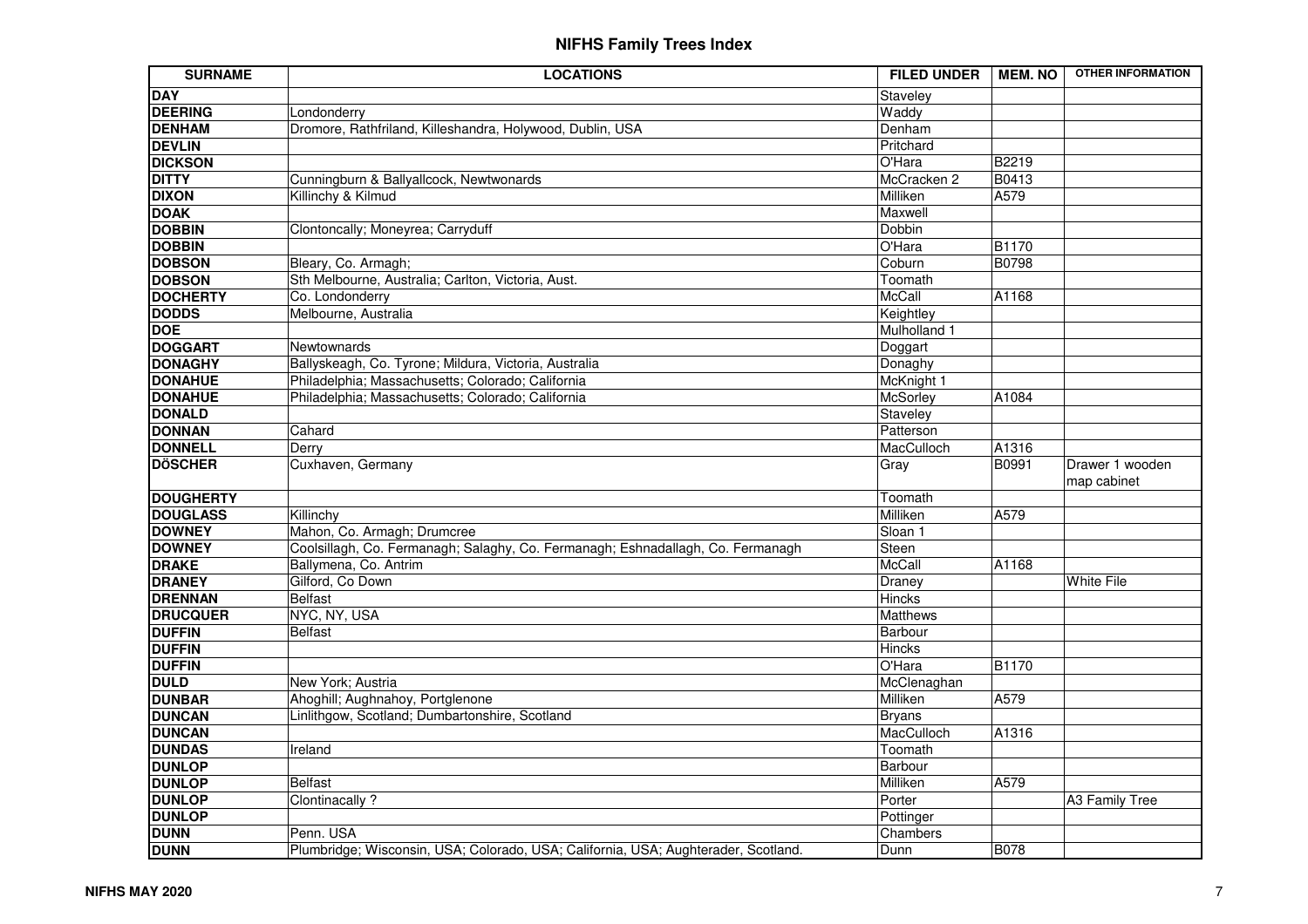# NIFHS Family Trees Index

| SURNAME | LOCATIONS | FILED UNDER | MEM. NO | OTHER INFORMATION |
|---|---|---|---|---|
| DAY | | Staveley | | |
| DEERING | Londonderry | Waddy | | |
| DENHAM | Dromore, Rathfriland, Killeshandra, Holywood, Dublin, USA | Denham | | |
| DEVLIN | | Pritchard | | |
| DICKSON | | O'Hara | B2219 | |
| DITTY | Cunningburn & Ballyallcock, Newtwonards | McCracken 2 | B0413 | |
| DIXON | Killinchy & Kilmud | Milliken | A579 | |
| DOAK | | Maxwell | | |
| DOBBIN | Clontoncally; Moneyrea; Carryduff | Dobbin | | |
| DOBBIN | | O'Hara | B1170 | |
| DOBSON | Bleary, Co. Armagh; | Coburn | B0798 | |
| DOBSON | Sth Melbourne, Australia; Carlton, Victoria, Aust. | Toomath | | |
| DOCHERTY | Co. Londonderry | McCall | A1168 | |
| DODDS | Melbourne, Australia | Keightley | | |
| DOE | | Mulholland 1 | | |
| DOGGART | Newtownards | Doggart | | |
| DONAGHY | Ballyskeagh, Co. Tyrone; Mildura, Victoria, Australia | Donaghy | | |
| DONAHUE | Philadelphia; Massachusetts; Colorado; California | McKnight 1 | | |
| DONAHUE | Philadelphia; Massachusetts; Colorado; California | McSorley | A1084 | |
| DONALD | | Staveley | | |
| DONNAN | Cahard | Patterson | | |
| DONNELL | Derry | MacCulloch | A1316 | |
| DÖSCHER | Cuxhaven, Germany | Gray | B0991 | Drawer 1 wooden map cabinet |
| DOUGHERTY | | Toomath | | |
| DOUGLASS | Killinchy | Milliken | A579 | |
| DOWNEY | Mahon, Co. Armagh; Drumcree | Sloan 1 | | |
| DOWNEY | Coolsillagh, Co. Fermanagh; Salaghy, Co. Fermanagh; Eshnadallagh, Co. Fermanagh | Steen | | |
| DRAKE | Ballymena, Co. Antrim | McCall | A1168 | |
| DRANEY | Gilford, Co Down | Draney | | White File |
| DRENNAN | Belfast | Hincks | | |
| DRUCQUER | NYC, NY, USA | Matthews | | |
| DUFFIN | Belfast | Barbour | | |
| DUFFIN | | Hincks | | |
| DUFFIN | | O'Hara | B1170 | |
| DULD | New York; Austria | McClenaghan | | |
| DUNBAR | Ahoghill; Aughnahoy, Portglenone | Milliken | A579 | |
| DUNCAN | Linlithgow, Scotland; Dumbartonshire, Scotland | Bryans | | |
| DUNCAN | | MacCulloch | A1316 | |
| DUNDAS | Ireland | Toomath | | |
| DUNLOP | | Barbour | | |
| DUNLOP | Belfast | Milliken | A579 | |
| DUNLOP | Clontinacally ? | Porter | | A3 Family Tree |
| DUNLOP | | Pottinger | | |
| DUNN | Penn. USA | Chambers | | |
| DUNN | Plumbridge; Wisconsin, USA; Colorado, USA; California, USA; Aughterader, Scotland. | Dunn | B078 | |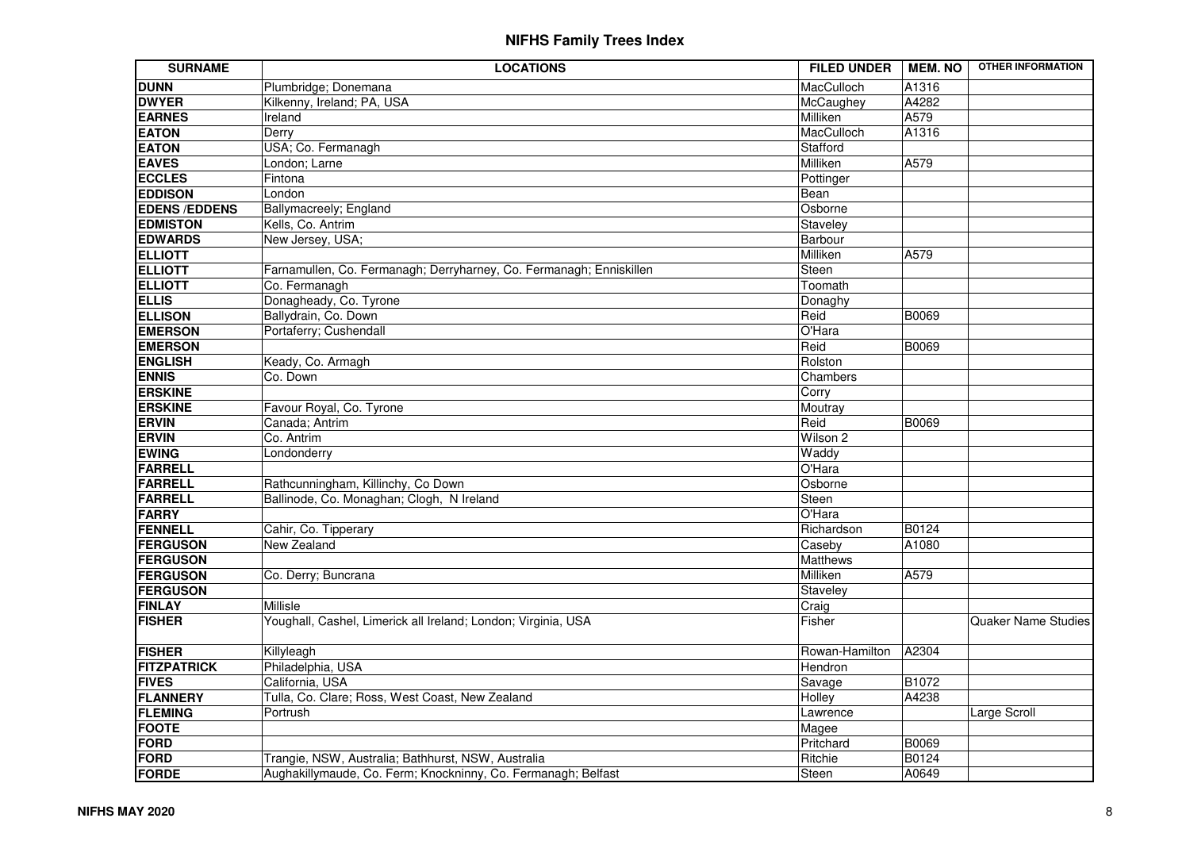# NIFHS Family Trees Index

| SURNAME | LOCATIONS | FILED UNDER | MEM. NO | OTHER INFORMATION |
|---|---|---|---|---|
| **DUNN** | Plumbridge; Donemana | MacCulloch | A1316 | |
| **DWYER** | Kilkenny, Ireland; PA, USA | McCaughey | A4282 | |
| **EARNES** | Ireland | Milliken | A579 | |
| **EATON** | Derry | MacCulloch | A1316 | |
| **EATON** | USA; Co. Fermanagh | Stafford | | |
| **EAVES** | London; Larne | Milliken | A579 | |
| **ECCLES** | Fintona | Pottinger | | |
| **EDDISON** | London | Bean | | |
| **EDENS /EDDENS** | Ballymacreely; England | Osborne | | |
| **EDMISTON** | Kells, Co. Antrim | Staveley | | |
| **EDWARDS** | New Jersey, USA; | Barbour | | |
| **ELLIOTT** | | Milliken | A579 | |
| **ELLIOTT** | Farnamullen, Co. Fermanagh; Derryharney, Co. Fermanagh; Enniskillen | Steen | | |
| **ELLIOTT** | Co. Fermanagh | Toomath | | |
| **ELLIS** | Donagheady, Co. Tyrone | Donaghy | | |
| **ELLISON** | Ballydrain, Co. Down | Reid | B0069 | |
| **EMERSON** | Portaferry; Cushendall | O'Hara | | |
| **EMERSON** | | Reid | B0069 | |
| **ENGLISH** | Keady, Co. Armagh | Rolston | | |
| **ENNIS** | Co. Down | Chambers | | |
| **ERSKINE** | | Corry | | |
| **ERSKINE** | Favour Royal, Co. Tyrone | Moutray | | |
| **ERVIN** | Canada; Antrim | Reid | B0069 | |
| **ERVIN** | Co. Antrim | Wilson 2 | | |
| **EWING** | Londonderry | Waddy | | |
| **FARRELL** | | O'Hara | | |
| **FARRELL** | Rathcunningham, Killinchy, Co Down | Osborne | | |
| **FARRELL** | Ballinode, Co. Monaghan; Clogh, N Ireland | Steen | | |
| **FARRY** | | O'Hara | | |
| **FENNELL** | Cahir, Co. Tipperary | Richardson | B0124 | |
| **FERGUSON** | New Zealand | Caseby | A1080 | |
| **FERGUSON** | | Matthews | | |
| **FERGUSON** | Co. Derry; Buncrana | Milliken | A579 | |
| **FERGUSON** | | Staveley | | |
| **FINLAY** | Millisle | Craig | | |
| **FISHER** | Youghall, Cashel, Limerick all Ireland; London; Virginia, USA | Fisher | | Quaker Name Studies |
| **FISHER** | Killyleagh | Rowan-Hamilton | A2304 | |
| **FITZPATRICK** | Philadelphia, USA | Hendron | | |
| **FIVES** | California, USA | Savage | B1072 | |
| **FLANNERY** | Tulla, Co. Clare; Ross, West Coast, New Zealand | Holley | A4238 | |
| **FLEMING** | Portrush | Lawrence | | Large Scroll |
| **FOOTE** | | Magee | | |
| **FORD** | | Pritchard | B0069 | |
| **FORD** | Trangie, NSW, Australia; Bathhurst, NSW, Australia | Ritchie | B0124 | |
| **FORDE** | Aughakillymaude, Co. Ferm; Knockninny, Co. Fermanagh; Belfast | Steen | A0649 | |

**NIFHS MAY 2020**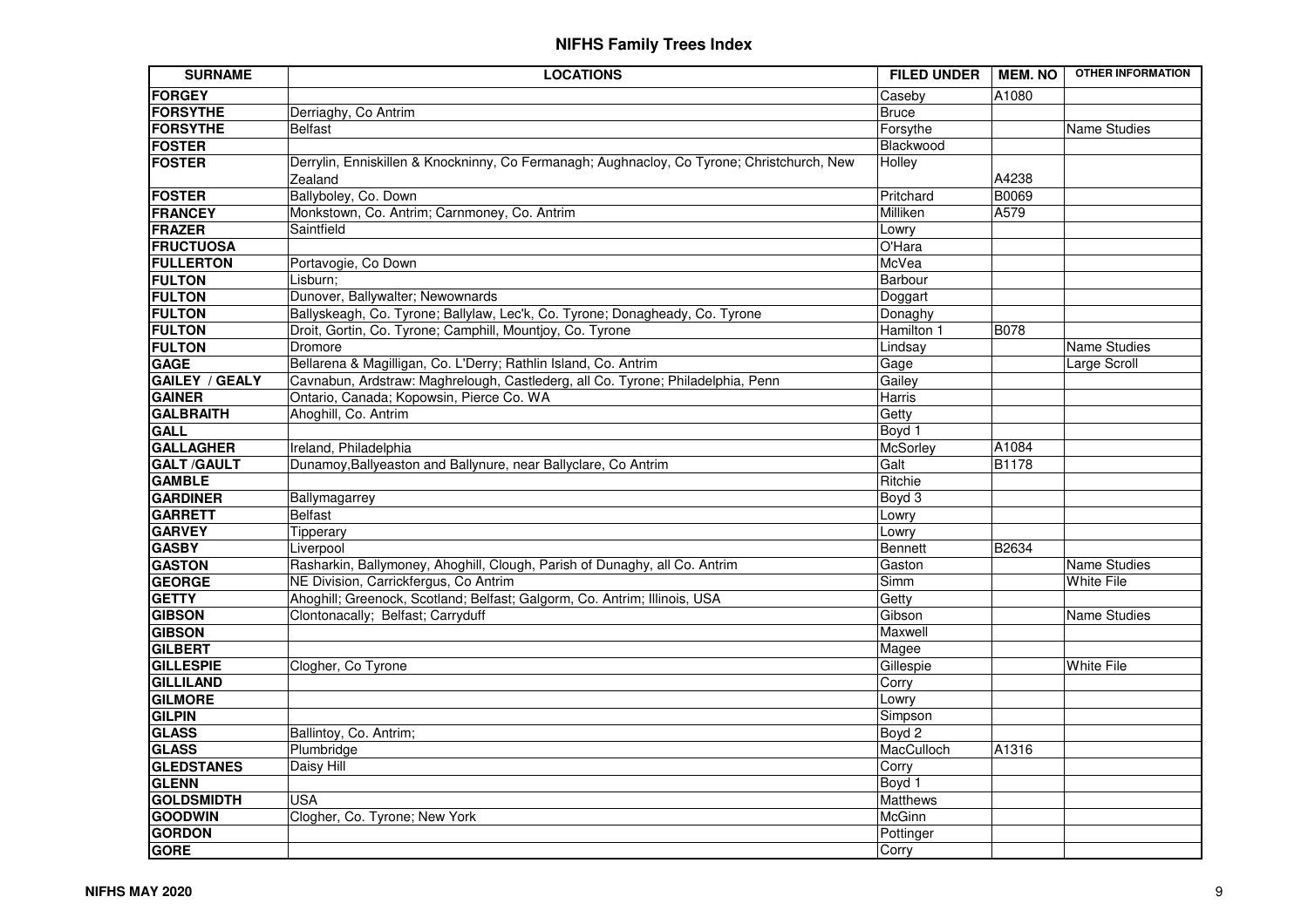# NIFHS Family Trees Index

| SURNAME | LOCATIONS | FILED UNDER | MEM. NO | OTHER INFORMATION |
|---|---|---|---|---|
| **FORGEY** | | Caseby | A1080 | |
| **FORSYTHE** | Derriaghy, Co Antrim | Bruce | | |
| **FORSYTHE** | Belfast | Forsythe | | Name Studies |
| **FOSTER** | | Blackwood | | |
| **FOSTER** | Derrylin, Enniskillen & Knockninny, Co Fermanagh; Aughnacloy, Co Tyrone; Christchurch, New Zealand | Holley | A4238 | |
| **FOSTER** | Ballyboley, Co. Down | Pritchard | B0069 | |
| **FRANCEY** | Monkstown, Co. Antrim; Carnmoney, Co. Antrim | Milliken | A579 | |
| **FRAZER** | Saintfield | Lowry | | |
| **FRUCTUOSA** | | O'Hara | | |
| **FULLERTON** | Portavogie, Co Down | McVea | | |
| **FULTON** | Lisburn; | Barbour | | |
| **FULTON** | Dunover, Ballywalter; Newownards | Doggart | | |
| **FULTON** | Ballyskeagh, Co. Tyrone; Ballylaw, Lec'k, Co. Tyrone; Donagheady, Co. Tyrone | Donaghy | | |
| **FULTON** | Droit, Gortin, Co. Tyrone; Camphill, Mountjoy, Co. Tyrone | Hamilton 1 | B078 | |
| **FULTON** | Dromore | Lindsay | | Name Studies |
| **GAGE** | Bellarena & Magilligan, Co. L'Derry; Rathlin Island, Co. Antrim | Gage | | Large Scroll |
| **GAILEY / GEALY** | Cavnabun, Ardstraw: Maghrelough, Castlederg, all Co. Tyrone; Philadelphia, Penn | Gailey | | |
| **GAINER** | Ontario, Canada; Kopowsin, Pierce Co. WA | Harris | | |
| **GALBRAITH** | Ahoghill, Co. Antrim | Getty | | |
| **GALL** | | Boyd 1 | | |
| **GALLAGHER** | Ireland, Philadelphia | McSorley | A1084 | |
| **GALT /GAULT** | Dunamoy,Ballyeaston and Ballynure, near Ballyclare, Co Antrim | Galt | B1178 | |
| **GAMBLE** | | Ritchie | | |
| **GARDINER** | Ballymagarrey | Boyd 3 | | |
| **GARRETT** | Belfast | Lowry | | |
| **GARVEY** | Tipperary | Lowry | | |
| **GASBY** | Liverpool | Bennett | B2634 | |
| **GASTON** | Rasharkin, Ballymoney, Ahoghill, Clough, Parish of Dunaghy, all Co. Antrim | Gaston | | Name Studies |
| **GEORGE** | NE Division, Carrickfergus, Co Antrim | Simm | | White File |
| **GETTY** | Ahoghill; Greenock, Scotland; Belfast; Galgorm, Co. Antrim; Illinois, USA | Getty | | |
| **GIBSON** | Clontonacally; Belfast; Carryduff | Gibson | | Name Studies |
| **GIBSON** | | Maxwell | | |
| **GILBERT** | | Magee | | |
| **GILLESPIE** | Clogher, Co Tyrone | Gillespie | | White File |
| **GILLILAND** | | Corry | | |
| **GILMORE** | | Lowry | | |
| **GILPIN** | | Simpson | | |
| **GLASS** | Ballintoy, Co. Antrim; | Boyd 2 | | |
| **GLASS** | Plumbridge | MacCulloch | A1316 | |
| **GLEDSTANES** | Daisy Hill | Corry | | |
| **GLENN** | | Boyd 1 | | |
| **GOLDSMIDTH** | USA | Matthews | | |
| **GOODWIN** | Clogher, Co. Tyrone; New York | McGinn | | |
| **GORDON** | | Pottinger | | |
| **GORE** | | Corry | | |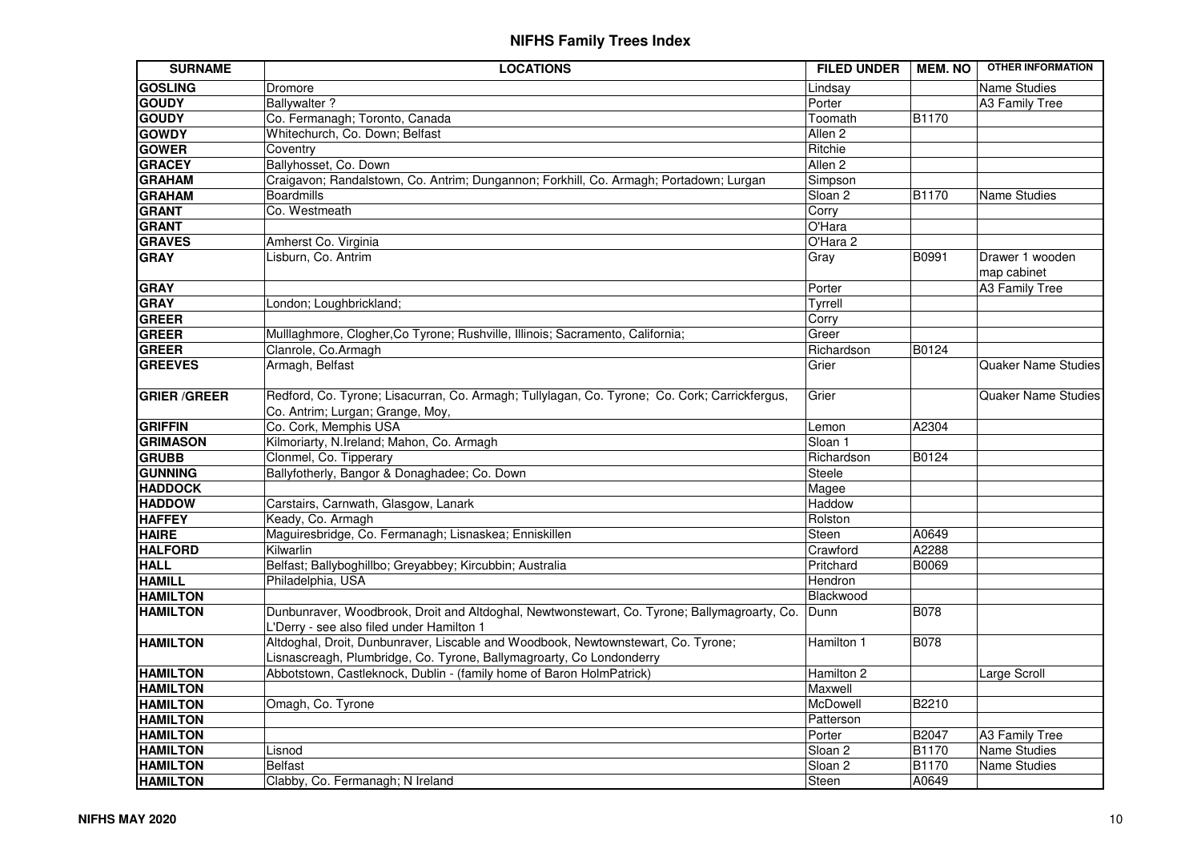# NIFHS Family Trees Index

| SURNAME | LOCATIONS | FILED UNDER | MEM. NO | OTHER INFORMATION |
|---|---|---|---|---|
| **GOSLING** | Dromore | Lindsay | | Name Studies |
| **GOUDY** | Ballywalter ? | Porter | | A3 Family Tree |
| **GOUDY** | Co. Fermanagh; Toronto, Canada | Toomath | B1170 | |
| **GOWDY** | Whitechurch, Co. Down; Belfast | Allen 2 | | |
| **GOWER** | Coventry | Ritchie | | |
| **GRACEY** | Ballyhosset, Co. Down | Allen 2 | | |
| **GRAHAM** | Craigavon; Randalstown, Co. Antrim; Dungannon; Forkhill, Co. Armagh; Portadown; Lurgan | Simpson | | |
| **GRAHAM** | Boardmills | Sloan 2 | B1170 | Name Studies |
| **GRANT** | Co. Westmeath | Corry | | |
| **GRANT** | | O'Hara | | |
| **GRAVES** | Amherst Co. Virginia | O'Hara 2 | | |
| **GRAY** | Lisburn, Co. Antrim | Gray | B0991 | Drawer 1 wooden map cabinet |
| **GRAY** | | Porter | | A3 Family Tree |
| **GRAY** | London; Loughbrickland; | Tyrrell | | |
| **GREER** | | Corry | | |
| **GREER** | Mulllaghmore, Clogher,Co Tyrone; Rushville, Illinois; Sacramento, California; | Greer | | |
| **GREER** | Clanrole, Co.Armagh | Richardson | B0124 | |
| **GREEVES** | Armagh, Belfast | Grier | | Quaker Name Studies |
| **GRIER /GREER** | Redford, Co. Tyrone; Lisacurran, Co. Armagh; Tullylagan, Co. Tyrone; Co. Cork; Carrickfergus, Co. Antrim; Lurgan; Grange, Moy, | Grier | | Quaker Name Studies |
| **GRIFFIN** | Co. Cork, Memphis USA | Lemon | A2304 | |
| **GRIMASON** | Kilmoriarty, N.Ireland; Mahon, Co. Armagh | Sloan 1 | | |
| **GRUBB** | Clonmel, Co. Tipperary | Richardson | B0124 | |
| **GUNNING** | Ballyfotherly, Bangor & Donaghadee; Co. Down | Steele | | |
| **HADDOCK** | | Magee | | |
| **HADDOW** | Carstairs, Carnwath, Glasgow, Lanark | Haddow | | |
| **HAFFEY** | Keady, Co. Armagh | Rolston | | |
| **HAIRE** | Maguiresbridge, Co. Fermanagh; Lisnaskea; Enniskillen | Steen | A0649 | |
| **HALFORD** | Kilwarlin | Crawford | A2288 | |
| **HALL** | Belfast; Ballyboghillbo; Greyabbey; Kircubbin; Australia | Pritchard | B0069 | |
| **HAMILL** | Philadelphia, USA | Hendron | | |
| **HAMILTON** | | Blackwood | | |
| **HAMILTON** | Dunbunraver, Woodbrook, Droit and Altdoghal, Newtownstewart, Co. Tyrone; Ballymagroarty, Co. L'Derry - see also filed under Hamilton 1 | Dunn | B078 | |
| **HAMILTON** | Altdoghal, Droit, Dunbunraver, Liscable and Woodbook, Newtownstewart, Co. Tyrone; Lisnascreagh, Plumbridge, Co. Tyrone, Ballymagroarty, Co Londonderry | Hamilton 1 | B078 | |
| **HAMILTON** | Abbotstown, Castleknock, Dublin - (family home of Baron HolmPatrick) | Hamilton 2 | | Large Scroll |
| **HAMILTON** | | Maxwell | | |
| **HAMILTON** | Omagh, Co. Tyrone | McDowell | B2210 | |
| **HAMILTON** | | Patterson | | |
| **HAMILTON** | | Porter | B2047 | A3 Family Tree |
| **HAMILTON** | Lisnod | Sloan 2 | B1170 | Name Studies |
| **HAMILTON** | Belfast | Sloan 2 | B1170 | Name Studies |
| **HAMILTON** | Clabby, Co. Fermanagh; N Ireland | Steen | A0649 | |

NIFHS MAY 2020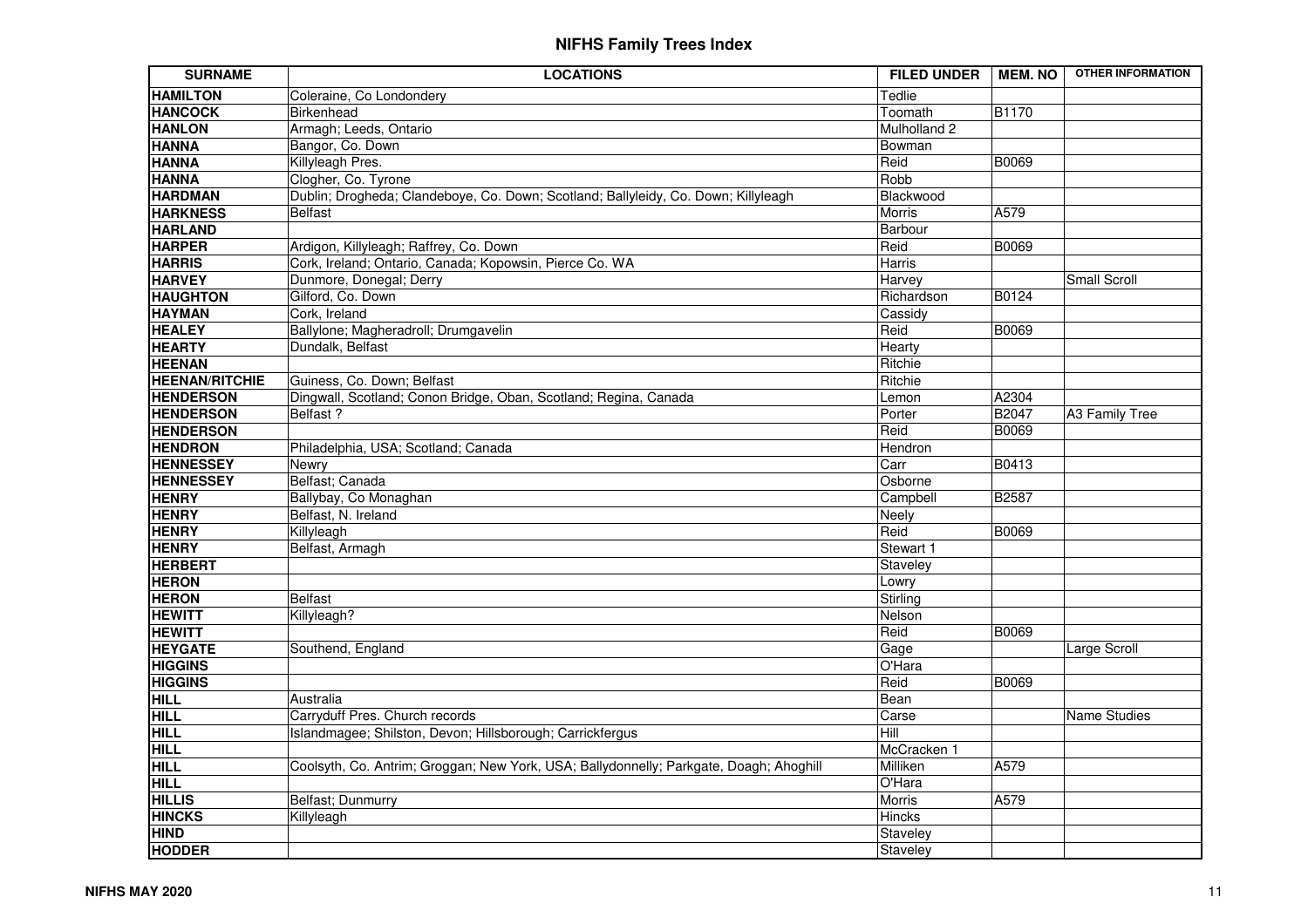# NIFHS Family Trees Index

| SURNAME | LOCATIONS | FILED UNDER | MEM. NO | OTHER INFORMATION |
|---|---|---|---|---|
| **HAMILTON** | Coleraine, Co Londondery | Tedlie | | |
| **HANCOCK** | Birkenhead | Toomath | B1170 | |
| **HANLON** | Armagh; Leeds, Ontario | Mulholland 2 | | |
| **HANNA** | Bangor, Co. Down | Bowman | | |
| **HANNA** | Killyleagh Pres. | Reid | B0069 | |
| **HANNA** | Clogher, Co. Tyrone | Robb | | |
| **HARDMAN** | Dublin; Drogheda; Clandeboye, Co. Down; Scotland; Ballyleidy, Co. Down; Killyleagh | Blackwood | | |
| **HARKNESS** | Belfast | Morris | A579 | |
| **HARLAND** | | Barbour | | |
| **HARPER** | Ardigon, Killyleagh; Raffrey, Co. Down | Reid | B0069 | |
| **HARRIS** | Cork, Ireland; Ontario, Canada; Kopowsin, Pierce Co. WA | Harris | | |
| **HARVEY** | Dunmore, Donegal; Derry | Harvey | | Small Scroll |
| **HAUGHTON** | Gilford, Co. Down | Richardson | B0124 | |
| **HAYMAN** | Cork, Ireland | Cassidy | | |
| **HEALEY** | Ballylone; Magheradroll; Drumgavelin | Reid | B0069 | |
| **HEARTY** | Dundalk, Belfast | Hearty | | |
| **HEENAN** | | Ritchie | | |
| **HEENAN/RITCHIE** | Guiness, Co. Down; Belfast | Ritchie | | |
| **HENDERSON** | Dingwall, Scotland; Conon Bridge, Oban, Scotland; Regina, Canada | Lemon | A2304 | |
| **HENDERSON** | Belfast ? | Porter | B2047 | A3 Family Tree |
| **HENDERSON** | | Reid | B0069 | |
| **HENDRON** | Philadelphia, USA; Scotland; Canada | Hendron | | |
| **HENNESSEY** | Newry | Carr | B0413 | |
| **HENNESSEY** | Belfast; Canada | Osborne | | |
| **HENRY** | Ballybay, Co Monaghan | Campbell | B2587 | |
| **HENRY** | Belfast, N. Ireland | Neely | | |
| **HENRY** | Killyleagh | Reid | B0069 | |
| **HENRY** | Belfast, Armagh | Stewart 1 | | |
| **HERBERT** | | Staveley | | |
| **HERON** | | Lowry | | |
| **HERON** | Belfast | Stirling | | |
| **HEWITT** | Killyleagh? | Nelson | | |
| **HEWITT** | | Reid | B0069 | |
| **HEYGATE** | Southend, England | Gage | | Large Scroll |
| **HIGGINS** | | O'Hara | | |
| **HIGGINS** | | Reid | B0069 | |
| **HILL** | Australia | Bean | | |
| **HILL** | Carryduff Pres. Church records | Carse | | Name Studies |
| **HILL** | Islandmagee; Shilston, Devon; Hillsborough; Carrickfergus | Hill | | |
| **HILL** | | McCracken 1 | | |
| **HILL** | Coolsyth, Co. Antrim; Groggan; New York, USA; Ballydonnelly; Parkgate, Doagh; Ahoghill | Milliken | A579 | |
| **HILL** | | O'Hara | | |
| **HILLIS** | Belfast; Dunmurry | Morris | A579 | |
| **HINCKS** | Killyleagh | Hincks | | |
| **HIND** | | Staveley | | |
| **HODDER** | | Staveley | | |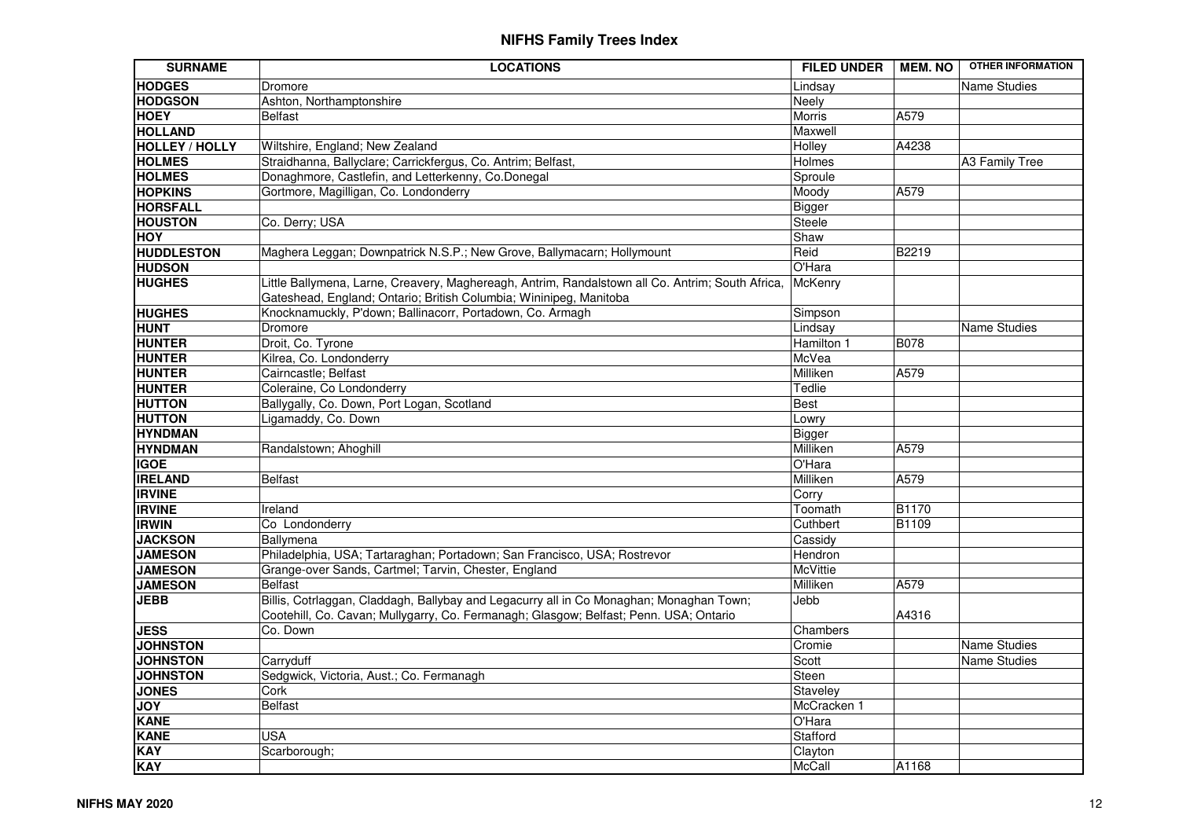# NIFHS Family Trees Index

| SURNAME | LOCATIONS | FILED UNDER | MEM. NO | OTHER INFORMATION |
|---|---|---|---|---|
| HODGES | Dromore | Lindsay | | Name Studies |
| HODGSON | Ashton, Northamptonshire | Neely | | |
| HOEY | Belfast | Morris | A579 | |
| HOLLAND | | Maxwell | | |
| HOLLEY / HOLLY | Wiltshire, England; New Zealand | Holley | A4238 | |
| HOLMES | Straidhanna, Ballyclare; Carrickfergus, Co. Antrim; Belfast, | Holmes | | A3 Family Tree |
| HOLMES | Donaghmore, Castlefin, and Letterkenny, Co.Donegal | Sproule | | |
| HOPKINS | Gortmore, Magilligan, Co. Londonderry | Moody | A579 | |
| HORSFALL | | Bigger | | |
| HOUSTON | Co. Derry; USA | Steele | | |
| HOY | | Shaw | | |
| HUDDLESTON | Maghera Leggan; Downpatrick N.S.P.; New Grove, Ballymacarn; Hollymount | Reid | B2219 | |
| HUDSON | | O'Hara | | |
| HUGHES | Little Ballymena, Larne, Creavery, Maghereagh, Antrim, Randalstown all Co. Antrim; South Africa, Gateshead, England; Ontario; British Columbia; Wininipeg, Manitoba | McKenry | | |
| HUGHES | Knocknamuckly, P'down; Ballinacorr, Portadown, Co. Armagh | Simpson | | |
| HUNT | Dromore | Lindsay | | Name Studies |
| HUNTER | Droit, Co. Tyrone | Hamilton 1 | B078 | |
| HUNTER | Kilrea, Co. Londonderry | McVea | | |
| HUNTER | Cairncastle; Belfast | Milliken | A579 | |
| HUNTER | Coleraine, Co Londonderry | Tedlie | | |
| HUTTON | Ballygally, Co. Down, Port Logan, Scotland | Best | | |
| HUTTON | Ligamaddy, Co. Down | Lowry | | |
| HYNDMAN | | Bigger | | |
| HYNDMAN | Randalstown; Ahoghill | Milliken | A579 | |
| IGOE | | O'Hara | | |
| IRELAND | Belfast | Milliken | A579 | |
| IRVINE | | Corry | | |
| IRVINE | Ireland | Toomath | B1170 | |
| IRWIN | Co Londonderry | Cuthbert | B1109 | |
| JACKSON | Ballymena | Cassidy | | |
| JAMESON | Philadelphia, USA; Tartaraghan; Portadown; San Francisco, USA; Rostrevor | Hendron | | |
| JAMESON | Grange-over Sands, Cartmel; Tarvin, Chester, England | McVittie | | |
| JAMESON | Belfast | Milliken | A579 | |
| JEBB | Billis, Cotrlaggan, Claddagh, Ballybay and Legacurry all in Co Monaghan; Monaghan Town; Cootehill, Co. Cavan; Mullygarry, Co. Fermanagh; Glasgow; Belfast; Penn. USA; Ontario | Jebb | A4316 | |
| JESS | Co. Down | Chambers | | |
| JOHNSTON | | Cromie | | Name Studies |
| JOHNSTON | Carryduff | Scott | | Name Studies |
| JOHNSTON | Sedgwick, Victoria, Aust.; Co. Fermanagh | Steen | | |
| JONES | Cork | Staveley | | |
| JOY | Belfast | McCracken 1 | | |
| KANE | | O'Hara | | |
| KANE | USA | Stafford | | |
| KAY | Scarborough; | Clayton | | |
| KAY | | McCall | A1168 | |

NIFHS MAY 2020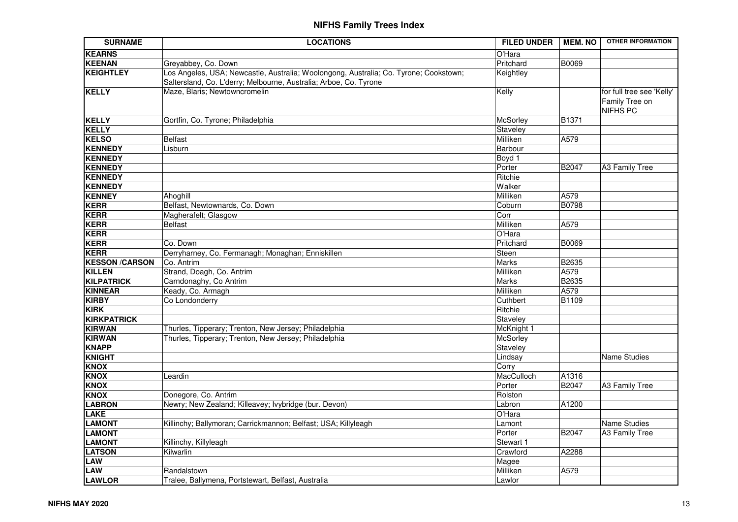# NIFHS Family Trees Index

| SURNAME | LOCATIONS | FILED UNDER | MEM. NO | OTHER INFORMATION |
|---|---|---|---|---|
| **KEARNS** | | O'Hara | | |
| **KEENAN** | Greyabbey, Co. Down | Pritchard | B0069 | |
| **KEIGHTLEY** | Los Angeles, USA; Newcastle, Australia; Woolongong, Australia; Co. Tyrone; Cookstown; Saltersland, Co. L'derry; Melbourne, Australia; Arboe, Co. Tyrone | Keightley | | |
| **KELLY** | Maze, Blaris; Newtowncromelin | Kelly | | for full tree see 'Kelly' Family Tree on NIFHS PC |
| **KELLY** | Gortfin, Co. Tyrone; Philadelphia | McSorley | B1371 | |
| **KELLY** | | Staveley | | |
| **KELSO** | Belfast | Milliken | A579 | |
| **KENNEDY** | Lisburn | Barbour | | |
| **KENNEDY** | | Boyd 1 | | |
| **KENNEDY** | | Porter | B2047 | A3 Family Tree |
| **KENNEDY** | | Ritchie | | |
| **KENNEDY** | | Walker | | |
| **KENNEY** | Ahoghill | Milliken | A579 | |
| **KERR** | Belfast, Newtownards, Co. Down | Coburn | B0798 | |
| **KERR** | Magherafelt; Glasgow | Corr | | |
| **KERR** | Belfast | Milliken | A579 | |
| **KERR** | | O'Hara | | |
| **KERR** | Co. Down | Pritchard | B0069 | |
| **KERR** | Derryharney, Co. Fermanagh; Monaghan; Enniskillen | Steen | | |
| **KESSON /CARSON** | Co. Antrim | Marks | B2635 | |
| **KILLEN** | Strand, Doagh, Co. Antrim | Milliken | A579 | |
| **KILPATRICK** | Carndonaghy, Co Antrim | Marks | B2635 | |
| **KINNEAR** | Keady, Co. Armagh | Milliken | A579 | |
| **KIRBY** | Co Londonderry | Cuthbert | B1109 | |
| **KIRK** | | Ritchie | | |
| **KIRKPATRICK** | | Staveley | | |
| **KIRWAN** | Thurles, Tipperary; Trenton, New Jersey; Philadelphia | McKnight 1 | | |
| **KIRWAN** | Thurles, Tipperary; Trenton, New Jersey; Philadelphia | McSorley | | |
| **KNAPP** | | Staveley | | |
| **KNIGHT** | | Lindsay | | Name Studies |
| **KNOX** | | Corry | | |
| **KNOX** | Leardin | MacCulloch | A1316 | |
| **KNOX** | | Porter | B2047 | A3 Family Tree |
| **KNOX** | Donegore, Co. Antrim | Rolston | | |
| **LABRON** | Newry; New Zealand; Killeavey; Ivybridge (bur. Devon) | Labron | A1200 | |
| **LAKE** | | O'Hara | | |
| **LAMONT** | Killinchy; Ballymoran; Carrickmannon; Belfast; USA; Killyleagh | Lamont | | Name Studies |
| **LAMONT** | | Porter | B2047 | A3 Family Tree |
| **LAMONT** | Killinchy, Killyleagh | Stewart 1 | | |
| **LATSON** | Kilwarlin | Crawford | A2288 | |
| **LAW** | | Magee | | |
| **LAW** | Randalstown | Milliken | A579 | |
| **LAWLOR** | Tralee, Ballymena, Portstewart, Belfast, Australia | Lawlor | | |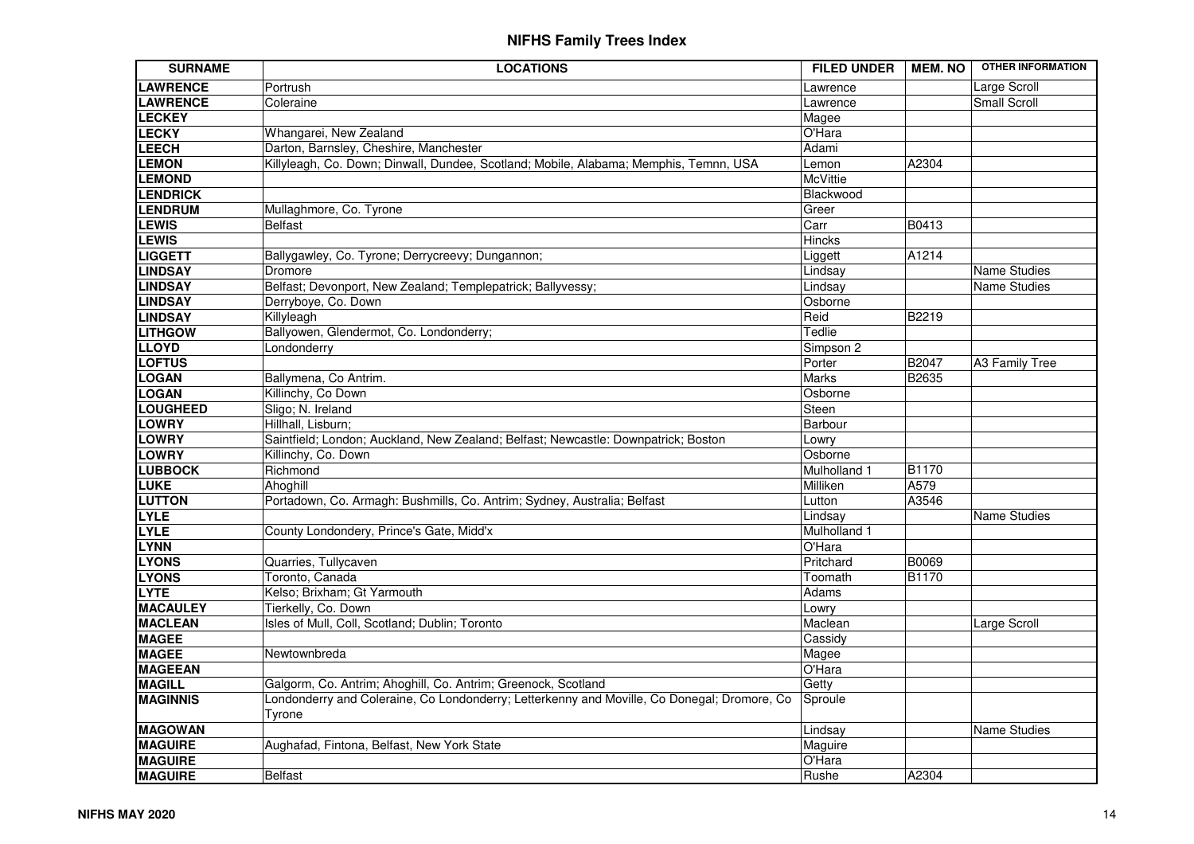| SURNAME | LOCATIONS | FILED UNDER | MEM. NO | OTHER INFORMATION |
|---|---|---|---|---|
| **LAWRENCE** | Portrush | Lawrence | | Large Scroll |
| **LAWRENCE** | Coleraine | Lawrence | | Small Scroll |
| **LECKEY** | | Magee | | |
| **LECKY** | Whangarei, New Zealand | O'Hara | | |
| **LEECH** | Darton, Barnsley, Cheshire, Manchester | Adami | | |
| **LEMON** | Killyleagh, Co. Down; Dinwall, Dundee, Scotland; Mobile, Alabama; Memphis, Temnn, USA | Lemon | A2304 | |
| **LEMOND** | | McVittie | | |
| **LENDRICK** | | Blackwood | | |
| **LENDRUM** | Mullaghmore, Co. Tyrone | Greer | | |
| **LEWIS** | Belfast | Carr | B0413 | |
| **LEWIS** | | Hincks | | |
| **LIGGETT** | Ballygawley, Co. Tyrone; Derrycreevy; Dungannon; | Liggett | A1214 | |
| **LINDSAY** | Dromore | Lindsay | | Name Studies |
| **LINDSAY** | Belfast; Devonport, New Zealand; Templepatrick; Ballyvessy; | Lindsay | | Name Studies |
| **LINDSAY** | Derryboye, Co. Down | Osborne | | |
| **LINDSAY** | Killyleagh | Reid | B2219 | |
| **LITHGOW** | Ballyowen, Glendermot, Co. Londonderry; | Tedlie | | |
| **LLOYD** | Londonderry | Simpson 2 | | |
| **LOFTUS** | | Porter | B2047 | A3 Family Tree |
| **LOGAN** | Ballymena, Co Antrim. | Marks | B2635 | |
| **LOGAN** | Killinchy, Co Down | Osborne | | |
| **LOUGHEED** | Sligo; N. Ireland | Steen | | |
| **LOWRY** | Hillhall, Lisburn; | Barbour | | |
| **LOWRY** | Saintfield; London; Auckland, New Zealand; Belfast; Newcastle: Downpatrick; Boston | Lowry | | |
| **LOWRY** | Killinchy, Co. Down | Osborne | | |
| **LUBBOCK** | Richmond | Mulholland 1 | B1170 | |
| **LUKE** | Ahoghill | Milliken | A579 | |
| **LUTTON** | Portadown, Co. Armagh: Bushmills, Co. Antrim; Sydney, Australia; Belfast | Lutton | A3546 | |
| **LYLE** | | Lindsay | | Name Studies |
| **LYLE** | County Londondery, Prince's Gate, Midd'x | Mulholland 1 | | |
| **LYNN** | | O'Hara | | |
| **LYONS** | Quarries, Tullycaven | Pritchard | B0069 | |
| **LYONS** | Toronto, Canada | Toomath | B1170 | |
| **LYTE** | Kelso; Brixham; Gt Yarmouth | Adams | | |
| **MACAULEY** | Tierkelly, Co. Down | Lowry | | |
| **MACLEAN** | Isles of Mull, Coll, Scotland; Dublin; Toronto | Maclean | | Large Scroll |
| **MAGEE** | | Cassidy | | |
| **MAGEE** | Newtownbreda | Magee | | |
| **MAGEEAN** | | O'Hara | | |
| **MAGILL** | Galgorm, Co. Antrim; Ahoghill, Co. Antrim; Greenock, Scotland | Getty | | |
| **MAGINNIS** | Londonderry and Coleraine, Co Londonderry; Letterkenny and Moville, Co Donegal; Dromore, Co Tyrone | Sproule | | |
| **MAGOWAN** | | Lindsay | | Name Studies |
| **MAGUIRE** | Aughafad, Fintona, Belfast, New York State | Maguire | | |
| **MAGUIRE** | | O'Hara | | |
| **MAGUIRE** | Belfast | Rushe | A2304 | |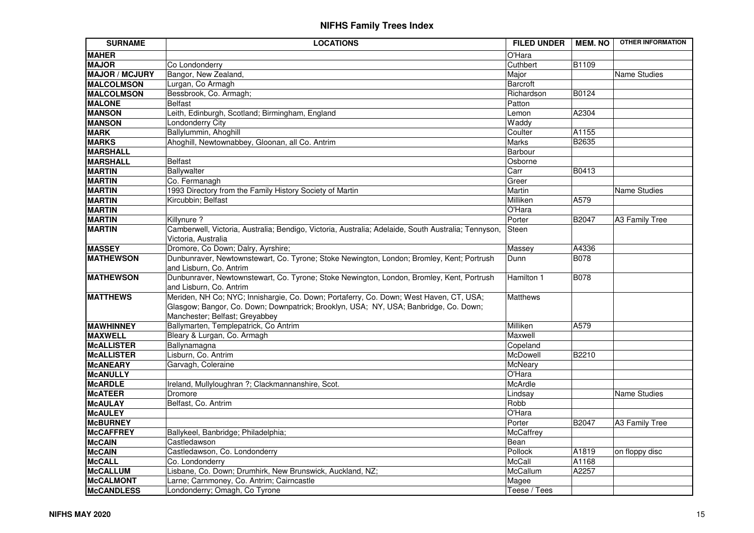# NIFHS Family Trees Index

| SURNAME | LOCATIONS | FILED UNDER | MEM. NO | OTHER INFORMATION |
|---|---|---|---|---|
| **MAHER** | | O'Hara | | |
| **MAJOR** | Co Londonderry | Cuthbert | B1109 | |
| **MAJOR / MCJURY** | Bangor, New Zealand, | Major | | Name Studies |
| **MALCOLMSON** | Lurgan, Co Armagh | Barcroft | | |
| **MALCOLMSON** | Bessbrook, Co. Armagh; | Richardson | B0124 | |
| **MALONE** | Belfast | Patton | | |
| **MANSON** | Leith, Edinburgh, Scotland; Birmingham, England | Lemon | A2304 | |
| **MANSON** | Londonderry City | Waddy | | |
| **MARK** | Ballylummin, Ahoghill | Coulter | A1155 | |
| **MARKS** | Ahoghill, Newtownabbey, Gloonan, all Co. Antrim | Marks | B2635 | |
| **MARSHALL** | | Barbour | | |
| **MARSHALL** | Belfast | Osborne | | |
| **MARTIN** | Ballywalter | Carr | B0413 | |
| **MARTIN** | Co. Fermanagh | Greer | | |
| **MARTIN** | 1993 Directory from the Family History Society of Martin | Martin | | Name Studies |
| **MARTIN** | Kircubbin; Belfast | Milliken | A579 | |
| **MARTIN** | | O'Hara | | |
| **MARTIN** | Killynure ? | Porter | B2047 | A3 Family Tree |
| **MARTIN** | Camberwell, Victoria, Australia; Bendigo, Victoria, Australia; Adelaide, South Australia; Tennyson, Victoria, Australia | Steen | | |
| **MASSEY** | Dromore, Co Down; Dalry, Ayrshire; | Massey | A4336 | |
| **MATHEWSON** | Dunbunraver, Newtownstewart, Co. Tyrone; Stoke Newington, London; Bromley, Kent; Portrush and Lisburn, Co. Antrim | Dunn | B078 | |
| **MATHEWSON** | Dunbunraver, Newtownstewart, Co. Tyrone; Stoke Newington, London, Bromley, Kent, Portrush and Lisburn, Co. Antrim | Hamilton 1 | B078 | |
| **MATTHEWS** | Meriden, NH Co; NYC; Innishargie, Co. Down; Portaferry, Co. Down; West Haven, CT, USA; Glasgow; Bangor, Co. Down; Downpatrick; Brooklyn, USA; NY, USA; Banbridge, Co. Down; Manchester; Belfast; Greyabbey | Matthews | | |
| **MAWHINNEY** | Ballymarten, Templepatrick, Co Antrim | Milliken | A579 | |
| **MAXWELL** | Bleary & Lurgan, Co. Armagh | Maxwell | | |
| **McALLISTER** | Ballynamagna | Copeland | | |
| **McALLISTER** | Lisburn, Co. Antrim | McDowell | B2210 | |
| **McANEARY** | Garvagh, Coleraine | McNeary | | |
| **McANULLY** | | O'Hara | | |
| **McARDLE** | Ireland, Mullyloughran ?; Clackmannanshire, Scot. | McArdle | | |
| **McATEER** | Dromore | Lindsay | | Name Studies |
| **McAULAY** | Belfast, Co. Antrim | Robb | | |
| **McAULEY** | | O'Hara | | |
| **McBURNEY** | | Porter | B2047 | A3 Family Tree |
| **McCAFFREY** | Ballykeel, Banbridge; Philadelphia; | McCaffrey | | |
| **McCAIN** | Castledawson | Bean | | |
| **McCAIN** | Castledawson, Co. Londonderry | Pollock | A1819 | on floppy disc |
| **McCALL** | Co. Londonderry | McCall | A1168 | |
| **McCALLUM** | Lisbane, Co. Down; Drumhirk, New Brunswick, Auckland, NZ; | McCallum | A2257 | |
| **McCALMONT** | Larne; Carnmoney, Co. Antrim; Cairncastle | Magee | | |
| **McCANDLESS** | Londonderry; Omagh, Co Tyrone | Teese / Tees | | |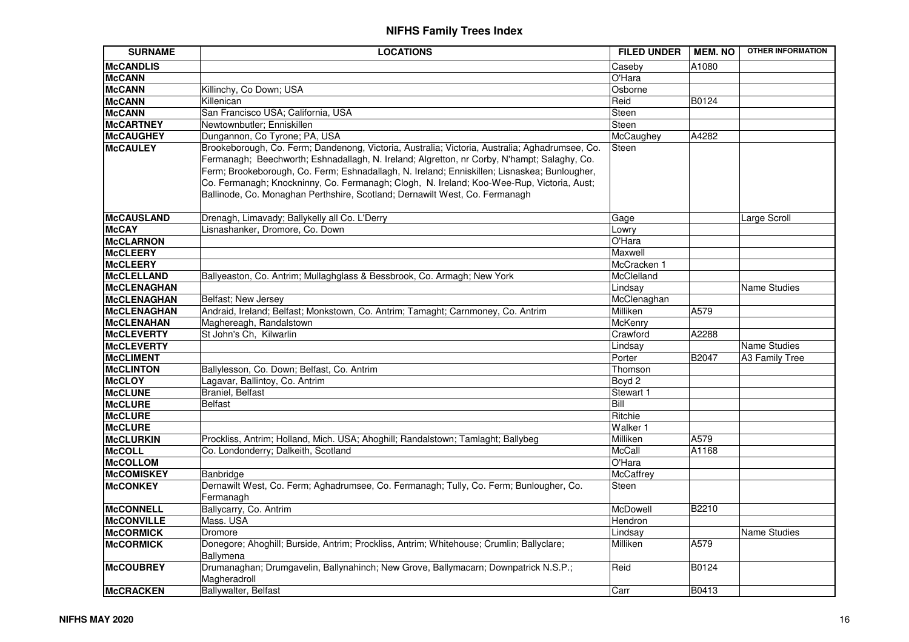# NIFHS Family Trees Index

| SURNAME | LOCATIONS | FILED UNDER | MEM. NO | OTHER INFORMATION |
|---|---|---|---|---|
| **McCANDLIS** | | Caseby | A1080 | |
| **McCANN** | | O'Hara | | |
| **McCANN** | Killinchy, Co Down; USA | Osborne | | |
| **McCANN** | Killenican | Reid | B0124 | |
| **McCANN** | San Francisco USA; California, USA | Steen | | |
| **McCARTNEY** | Newtownbutler; Enniskillen | Steen | | |
| **McCAUGHEY** | Dungannon, Co Tyrone; PA, USA | McCaughey | A4282 | |
| **McCAULEY** | Brookeborough, Co. Ferm; Dandenong, Victoria, Australia; Victoria, Australia; Aghadrumsee, Co. Fermanagh; Beechworth; Eshnadallagh, N. Ireland; Algretton, nr Corby, N'hampt; Salaghy, Co. Ferm; Brookeborough, Co. Ferm; Eshnadallagh, N. Ireland; Enniskillen; Lisnaskea; Bunlougher, Co. Fermanagh; Knockninny, Co. Fermanagh; Clogh, N. Ireland; Koo-Wee-Rup, Victoria, Aust; Ballinode, Co. Monaghan Perthshire, Scotland; Dernawilt West, Co. Fermanagh | Steen | | |
| **McCAUSLAND** | Drenagh, Limavady; Ballykelly all Co. L'Derry | Gage | | Large Scroll |
| **McCAY** | Lisnashanker, Dromore, Co. Down | Lowry | | |
| **McCLARNON** | | O'Hara | | |
| **McCLEERY** | | Maxwell | | |
| **McCLEERY** | | McCracken 1 | | |
| **McCLELLAND** | Ballyeaston, Co. Antrim; Mullaghglass & Bessbrook, Co. Armagh; New York | McClelland | | |
| **McCLENAGHAN** | | Lindsay | | Name Studies |
| **McCLENAGHAN** | Belfast; New Jersey | McClenaghan | | |
| **McCLENAGHAN** | Andraid, Ireland; Belfast; Monkstown, Co. Antrim; Tamaght; Carnmoney, Co. Antrim | Milliken | A579 | |
| **McCLENAHAN** | Maghereagh, Randalstown | McKenry | | |
| **McCLEVERTY** | St John's Ch, Kilwarlin | Crawford | A2288 | |
| **McCLEVERTY** | | Lindsay | | Name Studies |
| **McCLIMENT** | | Porter | B2047 | A3 Family Tree |
| **McCLINTON** | Ballylesson, Co. Down; Belfast, Co. Antrim | Thomson | | |
| **McCLOY** | Lagavar, Ballintoy, Co. Antrim | Boyd 2 | | |
| **McCLUNE** | Braniel, Belfast | Stewart 1 | | |
| **McCLURE** | Belfast | Bill | | |
| **McCLURE** | | Ritchie | | |
| **McCLURE** | | Walker 1 | | |
| **McCLURKIN** | Prockliss, Antrim; Holland, Mich. USA; Ahoghill; Randalstown; Tamlaght; Ballybeg | Milliken | A579 | |
| **McCOLL** | Co. Londonderry; Dalkeith, Scotland | McCall | A1168 | |
| **McCOLLOM** | | O'Hara | | |
| **McCOMISKEY** | Banbridge | McCaffrey | | |
| **McCONKEY** | Dernawilt West, Co. Ferm; Aghadrumsee, Co. Fermanagh; Tully, Co. Ferm; Bunlougher, Co. Fermanagh | Steen | | |
| **McCONNELL** | Ballycarry, Co. Antrim | McDowell | B2210 | |
| **McCONVILLE** | Mass. USA | Hendron | | |
| **McCORMICK** | Dromore | Lindsay | | Name Studies |
| **McCORMICK** | Donegore; Ahoghill; Burside, Antrim; Prockliss, Antrim; Whitehouse; Crumlin; Ballyclare; Ballymena | Milliken | A579 | |
| **McCOUBREY** | Drumanaghan; Drumgavelin, Ballynahinch; New Grove, Ballymacarn; Downpatrick N.S.P.; Magheradroll | Reid | B0124 | |
| **McCRACKEN** | Ballywalter, Belfast | Carr | B0413 | |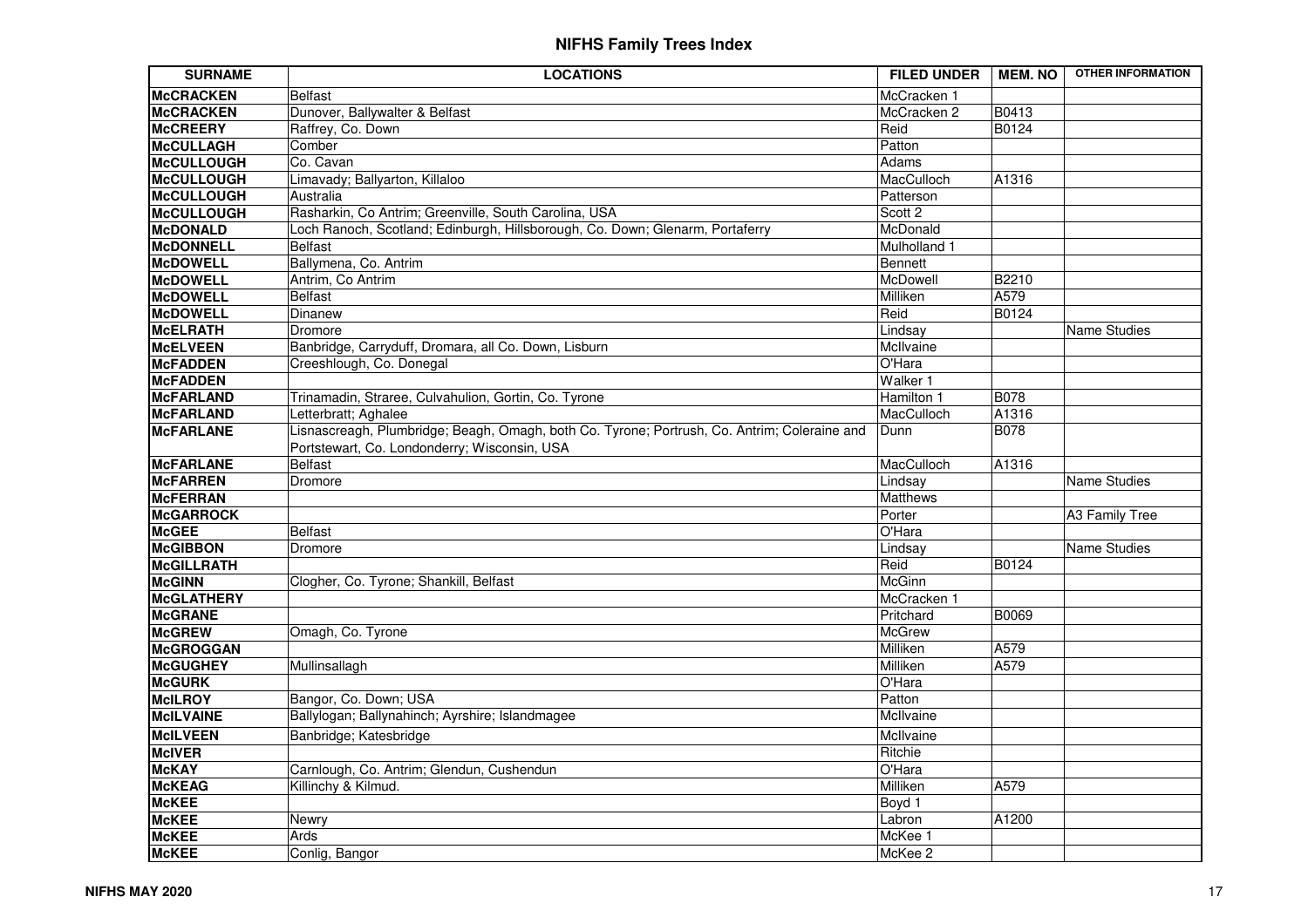# NIFHS Family Trees Index

| SURNAME | LOCATIONS | FILED UNDER | MEM. NO | OTHER INFORMATION |
|---|---|---|---|---|
| **McCRACKEN** | Belfast | McCracken 1 | | |
| **McCRACKEN** | Dunover, Ballywalter & Belfast | McCracken 2 | B0413 | |
| **McCREERY** | Raffrey, Co. Down | Reid | B0124 | |
| **McCULLAGH** | Comber | Patton | | |
| **McCULLOUGH** | Co. Cavan | Adams | | |
| **McCULLOUGH** | Limavady; Ballyarton, Killaloo | MacCulloch | A1316 | |
| **McCULLOUGH** | Australia | Patterson | | |
| **McCULLOUGH** | Rasharkin, Co Antrim; Greenville, South Carolina, USA | Scott 2 | | |
| **McDONALD** | Loch Ranoch, Scotland; Edinburgh, Hillsborough, Co. Down; Glenarm, Portaferry | McDonald | | |
| **McDONNELL** | Belfast | Mulholland 1 | | |
| **McDOWELL** | Ballymena, Co. Antrim | Bennett | | |
| **McDOWELL** | Antrim, Co Antrim | McDowell | B2210 | |
| **McDOWELL** | Belfast | Milliken | A579 | |
| **McDOWELL** | Dinanew | Reid | B0124 | |
| **McELRATH** | Dromore | Lindsay | | Name Studies |
| **McELVEEN** | Banbridge, Carryduff, Dromara, all Co. Down, Lisburn | McIlvaine | | |
| **McFADDEN** | Creeshlough, Co. Donegal | O'Hara | | |
| **McFADDEN** | | Walker 1 | | |
| **McFARLAND** | Trinamadin, Straree, Culvahulion, Gortin, Co. Tyrone | Hamilton 1 | B078 | |
| **McFARLAND** | Letterbratt; Aghalee | MacCulloch | A1316 | |
| **McFARLANE** | Lisnascreagh, Plumbridge; Beagh, Omagh, both Co. Tyrone; Portrush, Co. Antrim; Coleraine and Portstewart, Co. Londonderry; Wisconsin, USA | Dunn | B078 | |
| **McFARLANE** | Belfast | MacCulloch | A1316 | |
| **McFARREN** | Dromore | Lindsay | | Name Studies |
| **McFERRAN** | | Matthews | | |
| **McGARROCK** | | Porter | | A3 Family Tree |
| **McGEE** | Belfast | O'Hara | | |
| **McGIBBON** | Dromore | Lindsay | | Name Studies |
| **McGILLRATH** | | Reid | B0124 | |
| **McGINN** | Clogher, Co. Tyrone; Shankill, Belfast | McGinn | | |
| **McGLATHERY** | | McCracken 1 | | |
| **McGRANE** | | Pritchard | B0069 | |
| **McGREW** | Omagh, Co. Tyrone | McGrew | | |
| **McGROGGAN** | | Milliken | A579 | |
| **McGUGHEY** | Mullinsallagh | Milliken | A579 | |
| **McGURK** | | O'Hara | | |
| **McILROY** | Bangor, Co. Down; USA | Patton | | |
| **McILVAINE** | Ballylogan; Ballynahinch; Ayrshire; Islandmagee | McIlvaine | | |
| **McILVEEN** | Banbridge; Katesbridge | McIlvaine | | |
| **McIVER** | | Ritchie | | |
| **McKAY** | Carnlough, Co. Antrim; Glendun, Cushendun | O'Hara | | |
| **McKEAG** | Killinchy & Kilmud. | Milliken | A579 | |
| **McKEE** | | Boyd 1 | | |
| **McKEE** | Newry | Labron | A1200 | |
| **McKEE** | Ards | McKee 1 | | |
| **McKEE** | Conlig, Bangor | McKee 2 | | |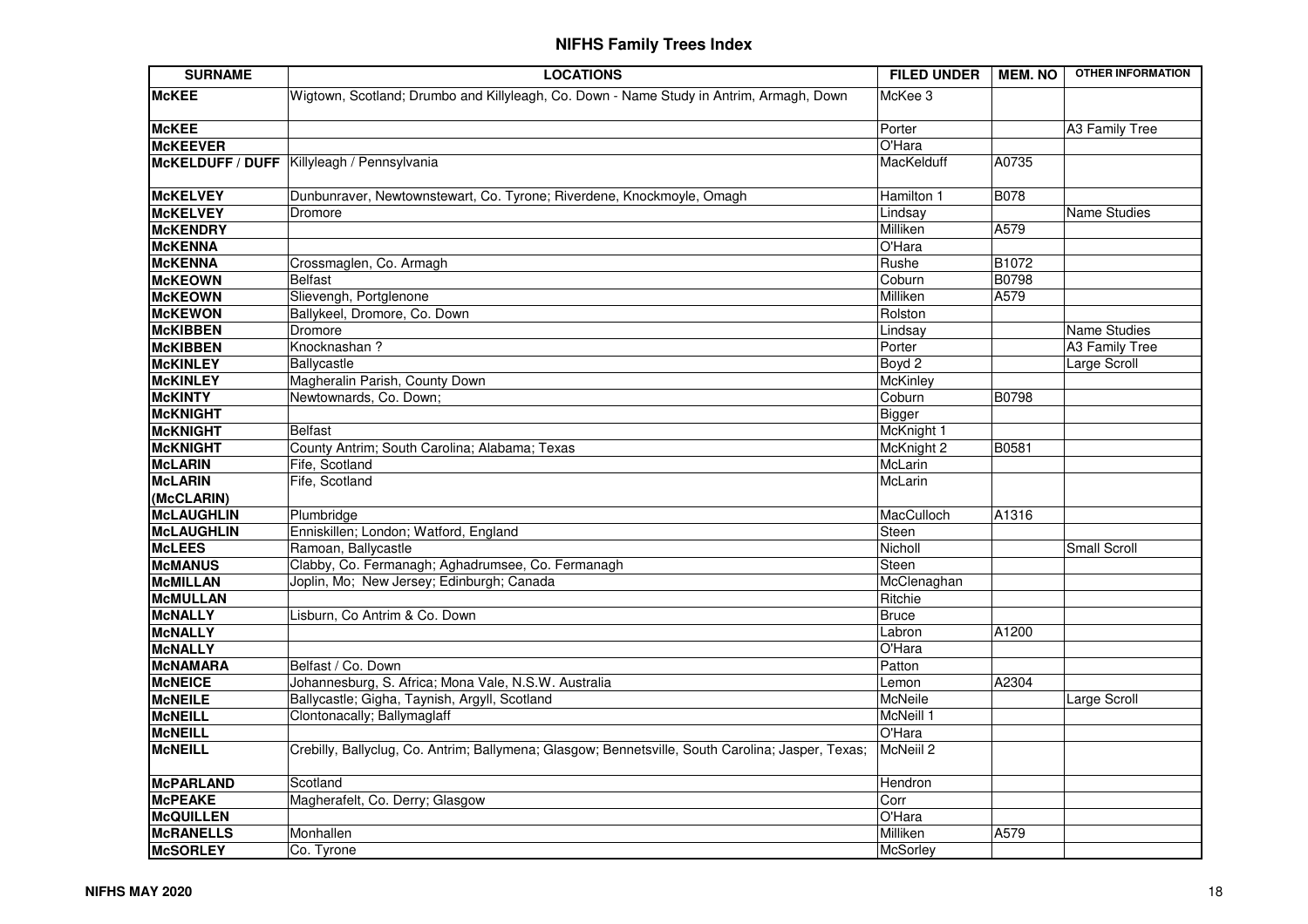# NIFHS Family Trees Index

| SURNAME | LOCATIONS | FILED UNDER | MEM. NO | OTHER INFORMATION |
|---|---|---|---|---|
| **McKEE** | Wigtown, Scotland; Drumbo and Killyleagh, Co. Down - Name Study in Antrim, Armagh, Down | McKee 3 | | |
| **McKEE** | | Porter | | A3 Family Tree |
| **McKEEVER** | | O'Hara | | |
| **McKELDUFF / DUFF** | Killyleagh / Pennsylvania | MacKelduff | A0735 | |
| **McKELVEY** | Dunbunraver, Newtownstewart, Co. Tyrone; Riverdene, Knockmoyle, Omagh | Hamilton 1 | B078 | |
| **McKELVEY** | Dromore | Lindsay | | Name Studies |
| **McKENDRY** | | Milliken | A579 | |
| **McKENNA** | | O'Hara | | |
| **McKENNA** | Crossmaglen, Co. Armagh | Rushe | B1072 | |
| **McKEOWN** | Belfast | Coburn | B0798 | |
| **McKEOWN** | Slievengh, Portglenone | Milliken | A579 | |
| **McKEWON** | Ballykeel, Dromore, Co. Down | Rolston | | |
| **McKIBBEN** | Dromore | Lindsay | | Name Studies |
| **McKIBBEN** | Knocknashan ? | Porter | | A3 Family Tree |
| **McKINLEY** | Ballycastle | Boyd 2 | | Large Scroll |
| **McKINLEY** | Magheralin Parish, County Down | McKinley | | |
| **McKINTY** | Newtownards, Co. Down; | Coburn | B0798 | |
| **McKNIGHT** | | Bigger | | |
| **McKNIGHT** | Belfast | McKnight 1 | | |
| **McKNIGHT** | County Antrim; South Carolina; Alabama; Texas | McKnight 2 | B0581 | |
| **McLARIN** | Fife, Scotland | McLarin | | |
| **McLARIN (McCLARIN)** | Fife, Scotland | McLarin | | |
| **McLAUGHLIN** | Plumbridge | MacCulloch | A1316 | |
| **McLAUGHLIN** | Enniskillen; London; Watford, England | Steen | | |
| **McLEES** | Ramoan, Ballycastle | Nicholl | | Small Scroll |
| **McMANUS** | Clabby, Co. Fermanagh; Aghadrumsee, Co. Fermanagh | Steen | | |
| **McMILLAN** | Joplin, Mo; New Jersey; Edinburgh; Canada | McClenaghan | | |
| **McMULLAN** | | Ritchie | | |
| **McNALLY** | Lisburn, Co Antrim & Co. Down | Bruce | | |
| **McNALLY** | | Labron | A1200 | |
| **McNALLY** | | O'Hara | | |
| **McNAMARA** | Belfast / Co. Down | Patton | | |
| **McNEICE** | Johannesburg, S. Africa; Mona Vale, N.S.W. Australia | Lemon | A2304 | |
| **McNEILE** | Ballycastle; Gigha, Taynish, Argyll, Scotland | McNeile | | Large Scroll |
| **McNEILL** | Clontonacally; Ballymaglaff | McNeill 1 | | |
| **McNEILL** | | O'Hara | | |
| **McNEILL** | Crebilly, Ballyclug, Co. Antrim; Ballymena; Glasgow; Bennetsville, South Carolina; Jasper, Texas; | McNeiil 2 | | |
| **McPARLAND** | Scotland | Hendron | | |
| **McPEAKE** | Magherafelt, Co. Derry; Glasgow | Corr | | |
| **McQUILLEN** | | O'Hara | | |
| **McRANELLS** | Monhallen | Milliken | A579 | |
| **McSORLEY** | Co. Tyrone | McSorley | | |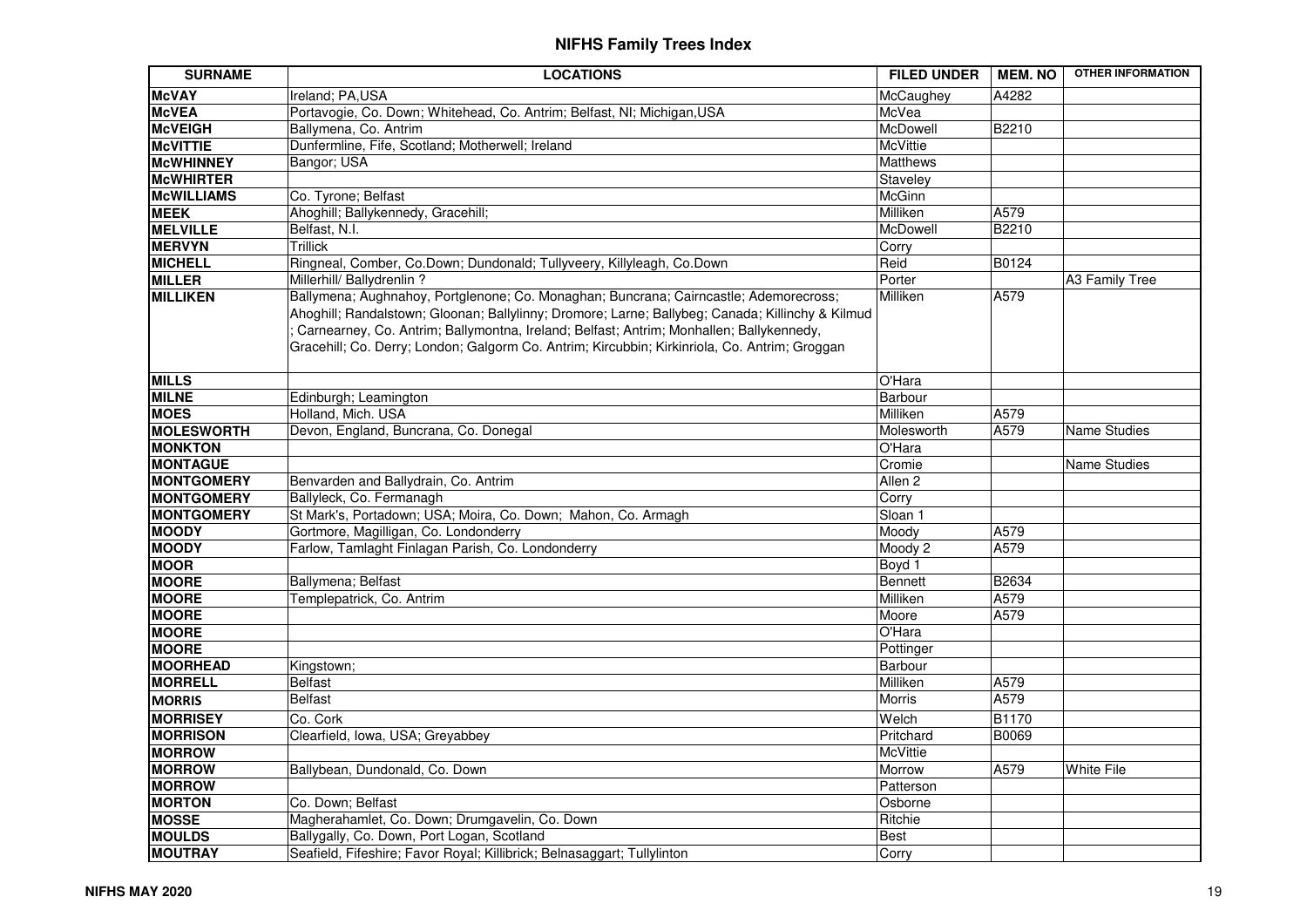# NIFHS Family Trees Index

| SURNAME | LOCATIONS | FILED UNDER | MEM. NO | OTHER INFORMATION |
| --- | --- | --- | --- | --- |
| **McVAY** | Ireland; PA,USA | McCaughey | A4282 | |
| **McVEA** | Portavogie, Co. Down; Whitehead, Co. Antrim; Belfast, NI; Michigan,USA | McVea | | |
| **McVEIGH** | Ballymena, Co. Antrim | McDowell | B2210 | |
| **McVITTIE** | Dunfermline, Fife, Scotland; Motherwell; Ireland | McVittie | | |
| **McWHINNEY** | Bangor; USA | Matthews | | |
| **McWHIRTER** | | Staveley | | |
| **McWILLIAMS** | Co. Tyrone; Belfast | McGinn | | |
| **MEEK** | Ahoghill; Ballykennedy, Gracehill; | Milliken | A579 | |
| **MELVILLE** | Belfast, N.I. | McDowell | B2210 | |
| **MERVYN** | Trillick | Corry | | |
| **MICHELL** | Ringneal, Comber, Co.Down; Dundonald; Tullyveery, Killyleagh, Co.Down | Reid | B0124 | |
| **MILLER** | Millerhill/ Ballydrenlin ? | Porter | | A3 Family Tree |
| **MILLIKEN** | Ballymena; Aughnahoy, Portglenone; Co. Monaghan; Buncrana; Cairncastle; Ademorecross; Ahoghill; Randalstown; Gloonan; Ballylinny; Dromore; Larne; Ballybeg; Canada; Killinchy & Kilmud ; Carnearney, Co. Antrim; Ballymontna, Ireland; Belfast; Antrim; Monhallen; Ballykennedy, Gracehill; Co. Derry; London; Galgorm Co. Antrim; Kircubbin; Kirkinriola, Co. Antrim; Groggan | Milliken | A579 | |
| **MILLS** | | O'Hara | | |
| **MILNE** | Edinburgh; Leamington | Barbour | | |
| **MOES** | Holland, Mich. USA | Milliken | A579 | |
| **MOLESWORTH** | Devon, England, Buncrana, Co. Donegal | Molesworth | A579 | Name Studies |
| **MONKTON** | | O'Hara | | |
| **MONTAGUE** | | Cromie | | Name Studies |
| **MONTGOMERY** | Benvarden and Ballydrain, Co. Antrim | Allen 2 | | |
| **MONTGOMERY** | Ballyleck, Co. Fermanagh | Corry | | |
| **MONTGOMERY** | St Mark's, Portadown; USA; Moira, Co. Down; Mahon, Co. Armagh | Sloan 1 | | |
| **MOODY** | Gortmore, Magilligan, Co. Londonderry | Moody | A579 | |
| **MOODY** | Farlow, Tamlaght Finlagan Parish, Co. Londonderry | Moody 2 | A579 | |
| **MOOR** | | Boyd 1 | | |
| **MOORE** | Ballymena; Belfast | Bennett | B2634 | |
| **MOORE** | Templepatrick, Co. Antrim | Milliken | A579 | |
| **MOORE** | | Moore | A579 | |
| **MOORE** | | O'Hara | | |
| **MOORE** | | Pottinger | | |
| **MOORHEAD** | Kingstown; | Barbour | | |
| **MORRELL** | Belfast | Milliken | A579 | |
| **MORRIS** | Belfast | Morris | A579 | |
| **MORRISEY** | Co. Cork | Welch | B1170 | |
| **MORRISON** | Clearfield, Iowa, USA; Greyabbey | Pritchard | B0069 | |
| **MORROW** | | McVittie | | |
| **MORROW** | Ballybean, Dundonald, Co. Down | Morrow | A579 | White File |
| **MORROW** | | Patterson | | |
| **MORTON** | Co. Down; Belfast | Osborne | | |
| **MOSSE** | Magherahamlet, Co. Down; Drumgavelin, Co. Down | Ritchie | | |
| **MOULDS** | Ballygally, Co. Down, Port Logan, Scotland | Best | | |
| **MOUTRAY** | Seafield, Fifeshire; Favor Royal; Killibrick; Belnasaggart; Tullylinton | Corry | | |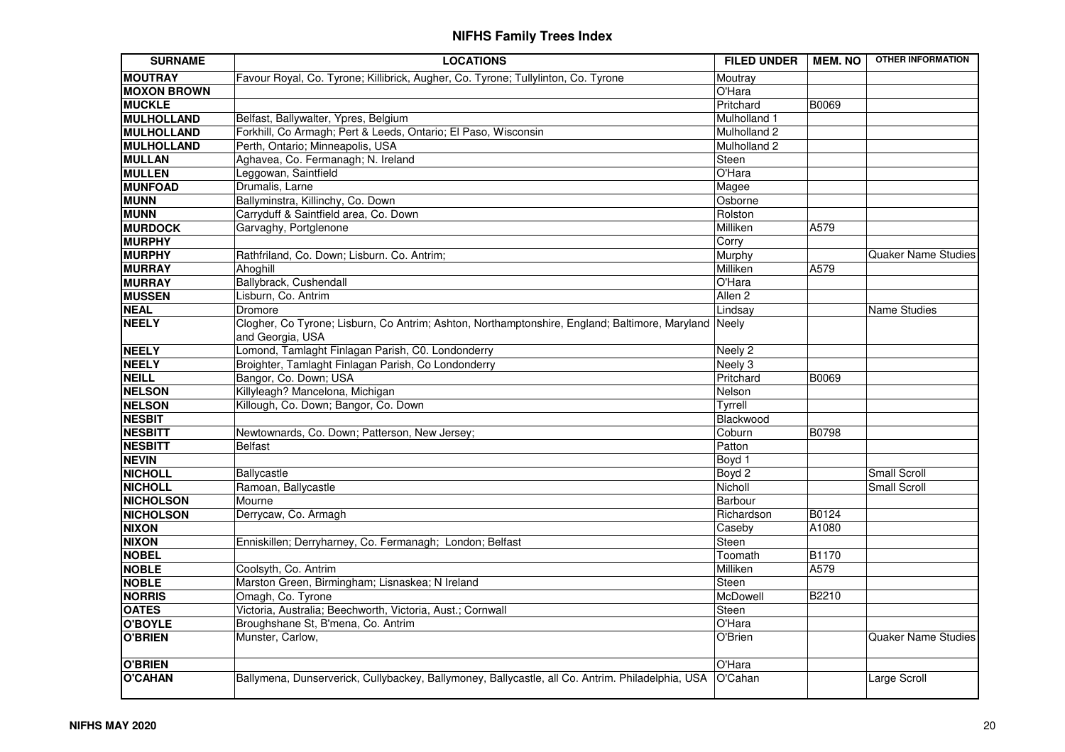# NIFHS Family Trees Index

| SURNAME | LOCATIONS | FILED UNDER | MEM. NO | OTHER INFORMATION |
|---|---|---|---|---|
| MOUTRAY | Favour Royal, Co. Tyrone; Killibrick, Augher, Co. Tyrone; Tullylinton, Co. Tyrone | Moutray | | |
| MOXON BROWN | | O'Hara | | |
| MUCKLE | | Pritchard | B0069 | |
| MULHOLLAND | Belfast, Ballywalter, Ypres, Belgium | Mulholland 1 | | |
| MULHOLLAND | Forkhill, Co Armagh; Pert & Leeds, Ontario; El Paso, Wisconsin | Mulholland 2 | | |
| MULHOLLAND | Perth, Ontario; Minneapolis, USA | Mulholland 2 | | |
| MULLAN | Aghavea, Co. Fermanagh; N. Ireland | Steen | | |
| MULLEN | Leggowan, Saintfield | O'Hara | | |
| MUNFOAD | Drumalis, Larne | Magee | | |
| MUNN | Ballyminstra, Killinchy, Co. Down | Osborne | | |
| MUNN | Carryduff & Saintfield area, Co. Down | Rolston | | |
| MURDOCK | Garvaghy, Portglenone | Milliken | A579 | |
| MURPHY | | Corry | | |
| MURPHY | Rathfriland, Co. Down; Lisburn. Co. Antrim; | Murphy | | Quaker Name Studies |
| MURRAY | Ahoghill | Milliken | A579 | |
| MURRAY | Ballybrack, Cushendall | O'Hara | | |
| MUSSEN | Lisburn, Co. Antrim | Allen 2 | | |
| NEAL | Dromore | Lindsay | | Name Studies |
| NEELY | Clogher, Co Tyrone; Lisburn, Co Antrim; Ashton, Northamptonshire, England; Baltimore, Maryland and Georgia, USA | Neely | | |
| NEELY | Lomond, Tamlaght Finlagan Parish, C0. Londonderry | Neely 2 | | |
| NEELY | Broighter, Tamlaght Finlagan Parish, Co Londonderry | Neely 3 | | |
| NEILL | Bangor, Co. Down; USA | Pritchard | B0069 | |
| NELSON | Killyleagh? Mancelona, Michigan | Nelson | | |
| NELSON | Killough, Co. Down; Bangor, Co. Down | Tyrrell | | |
| NESBIT | | Blackwood | | |
| NESBITT | Newtownards, Co. Down; Patterson, New Jersey; | Coburn | B0798 | |
| NESBITT | Belfast | Patton | | |
| NEVIN | | Boyd 1 | | |
| NICHOLL | Ballycastle | Boyd 2 | | Small Scroll |
| NICHOLL | Ramoan, Ballycastle | Nicholl | | Small Scroll |
| NICHOLSON | Mourne | Barbour | | |
| NICHOLSON | Derrycaw, Co. Armagh | Richardson | B0124 | |
| NIXON | | Caseby | A1080 | |
| NIXON | Enniskillen; Derryharney, Co. Fermanagh; London; Belfast | Steen | | |
| NOBEL | | Toomath | B1170 | |
| NOBLE | Coolsyth, Co. Antrim | Milliken | A579 | |
| NOBLE | Marston Green, Birmingham; Lisnaskea; N Ireland | Steen | | |
| NORRIS | Omagh, Co. Tyrone | McDowell | B2210 | |
| OATES | Victoria, Australia; Beechworth, Victoria, Aust.; Cornwall | Steen | | |
| O'BOYLE | Broughshane St, B'mena, Co. Antrim | O'Hara | | |
| O'BRIEN | Munster, Carlow, | O'Brien | | Quaker Name Studies |
| O'BRIEN | | O'Hara | | |
| O'CAHAN | Ballymena, Dunserverick, Cullybackey, Ballymoney, Ballycastle, all Co. Antrim. Philadelphia, USA | O'Cahan | | Large Scroll |

NIFHS MAY 2020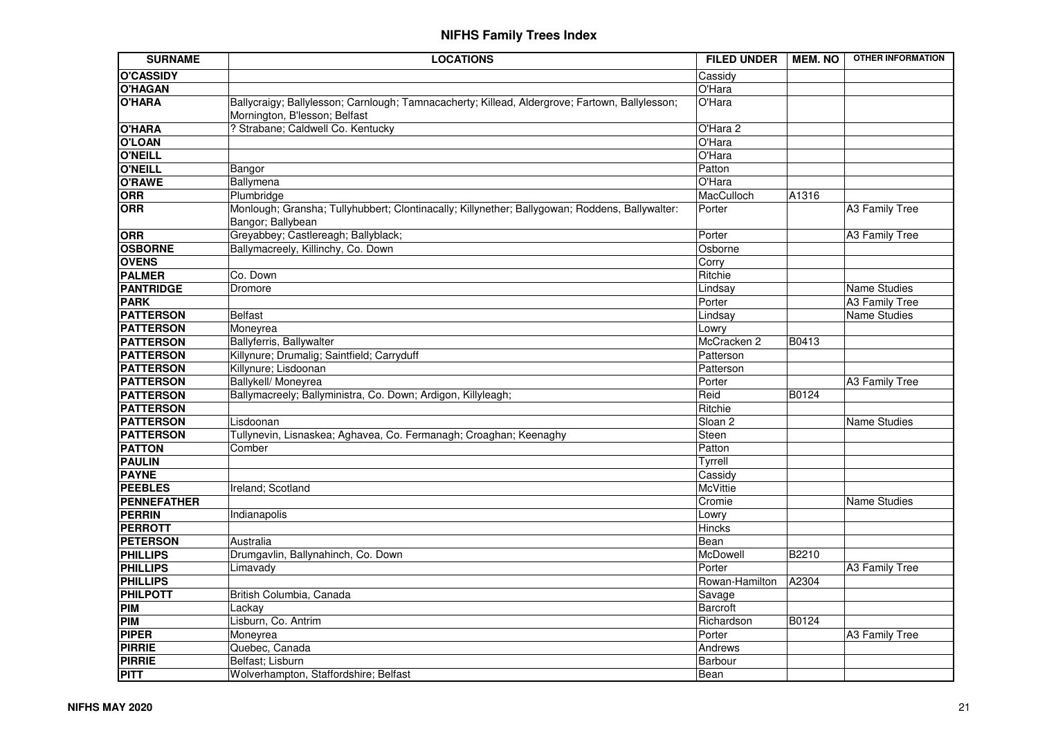# NIFHS Family Trees Index

| SURNAME | LOCATIONS | FILED UNDER | MEM. NO | OTHER INFORMATION |
|---|---|---|---|---|
| **O'CASSIDY** | | Cassidy | | |
| **O'HAGAN** | | O'Hara | | |
| **O'HARA** | Ballycraigy; Ballylesson; Carnlough; Tamnacacherty; Killead, Aldergrove; Fartown, Ballylesson; Mornington, B'lesson; Belfast | O'Hara | | |
| **O'HARA** | ? Strabane; Caldwell Co. Kentucky | O'Hara 2 | | |
| **O'LOAN** | | O'Hara | | |
| **O'NEILL** | | O'Hara | | |
| **O'NEILL** | Bangor | Patton | | |
| **O'RAWE** | Ballymena | O'Hara | | |
| **ORR** | Plumbridge | MacCulloch | A1316 | |
| **ORR** | Monlough; Gransha; Tullyhubbert; Clontinacally; Killynether; Ballygowan; Roddens, Ballywalter: Bangor; Ballybean | Porter | | A3 Family Tree |
| **ORR** | Greyabbey; Castlereagh; Ballyblack; | Porter | | A3 Family Tree |
| **OSBORNE** | Ballymacreely, Killinchy, Co. Down | Osborne | | |
| **OVENS** | | Corry | | |
| **PALMER** | Co. Down | Ritchie | | |
| **PANTRIDGE** | Dromore | Lindsay | | Name Studies |
| **PARK** | | Porter | | A3 Family Tree |
| **PATTERSON** | Belfast | Lindsay | | Name Studies |
| **PATTERSON** | Moneyrea | Lowry | | |
| **PATTERSON** | Ballyferris, Ballywalter | McCracken 2 | B0413 | |
| **PATTERSON** | Killynure; Drumalig; Saintfield; Carryduff | Patterson | | |
| **PATTERSON** | Killynure; Lisdoonan | Patterson | | |
| **PATTERSON** | Ballykell/ Moneyrea | Porter | | A3 Family Tree |
| **PATTERSON** | Ballymacreely; Ballyministra, Co. Down; Ardigon, Killyleagh; | Reid | B0124 | |
| **PATTERSON** | | Ritchie | | |
| **PATTERSON** | Lisdoonan | Sloan 2 | | Name Studies |
| **PATTERSON** | Tullynevin, Lisnaskea; Aghavea, Co. Fermanagh; Croaghan; Keenaghy | Steen | | |
| **PATTON** | Comber | Patton | | |
| **PAULIN** | | Tyrrell | | |
| **PAYNE** | | Cassidy | | |
| **PEEBLES** | Ireland; Scotland | McVittie | | |
| **PENNEFATHER** | | Cromie | | Name Studies |
| **PERRIN** | Indianapolis | Lowry | | |
| **PERROTT** | | Hincks | | |
| **PETERSON** | Australia | Bean | | |
| **PHILLIPS** | Drumgavlin, Ballynahinch, Co. Down | McDowell | B2210 | |
| **PHILLIPS** | Limavady | Porter | | A3 Family Tree |
| **PHILLIPS** | | Rowan-Hamilton | A2304 | |
| **PHILPOTT** | British Columbia, Canada | Savage | | |
| **PIM** | Lackay | Barcroft | | |
| **PIM** | Lisburn, Co. Antrim | Richardson | B0124 | |
| **PIPER** | Moneyrea | Porter | | A3 Family Tree |
| **PIRRIE** | Quebec, Canada | Andrews | | |
| **PIRRIE** | Belfast; Lisburn | Barbour | | |
| **PITT** | Wolverhampton, Staffordshire; Belfast | Bean | | |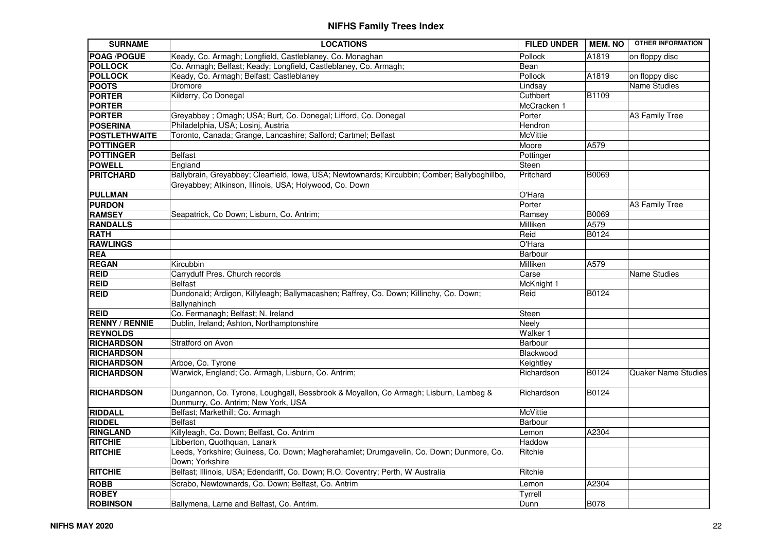# NIFHS Family Trees Index

| SURNAME | LOCATIONS | FILED UNDER | MEM. NO | OTHER INFORMATION |
|---|---|---|---|---|
| **POAG /POGUE** | Keady, Co. Armagh; Longfield, Castleblaney, Co. Monaghan | Pollock | A1819 | on floppy disc |
| **POLLOCK** | Co. Armagh; Belfast; Keady; Longfield, Castleblaney, Co. Armagh; | Bean | | |
| **POLLOCK** | Keady, Co. Armagh; Belfast; Castleblaney | Pollock | A1819 | on floppy disc |
| **POOTS** | Dromore | Lindsay | | Name Studies |
| **PORTER** | Kilderry, Co Donegal | Cuthbert | B1109 | |
| **PORTER** | | McCracken 1 | | |
| **PORTER** | Greyabbey ; Omagh; USA; Burt, Co. Donegal; Lifford, Co. Donegal | Porter | | A3 Family Tree |
| **POSERINA** | Philadelphia, USA; Losinj, Austria | Hendron | | |
| **POSTLETHWAITE** | Toronto, Canada; Grange, Lancashire; Salford; Cartmel; Belfast | McVittie | | |
| **POTTINGER** | | Moore | A579 | |
| **POTTINGER** | Belfast | Pottinger | | |
| **POWELL** | England | Steen | | |
| **PRITCHARD** | Ballybrain, Greyabbey; Clearfield, Iowa, USA; Newtownards; Kircubbin; Comber; Ballyboghillbo, Greyabbey; Atkinson, Illinois, USA; Holywood, Co. Down | Pritchard | B0069 | |
| **PULLMAN** | | O'Hara | | |
| **PURDON** | | Porter | | A3 Family Tree |
| **RAMSEY** | Seapatrick, Co Down; Lisburn, Co. Antrim; | Ramsey | B0069 | |
| **RANDALLS** | | Milliken | A579 | |
| **RATH** | | Reid | B0124 | |
| **RAWLINGS** | | O'Hara | | |
| **REA** | | Barbour | | |
| **REGAN** | Kircubbin | Milliken | A579 | |
| **REID** | Carryduff Pres. Church records | Carse | | Name Studies |
| **REID** | Belfast | McKnight 1 | | |
| **REID** | Dundonald; Ardigon, Killyleagh; Ballymacashen; Raffrey, Co. Down; Killinchy, Co. Down; Ballynahinch | Reid | B0124 | |
| **REID** | Co. Fermanagh; Belfast; N. Ireland | Steen | | |
| **RENNY / RENNIE** | Dublin, Ireland; Ashton, Northamptonshire | Neely | | |
| **REYNOLDS** | | Walker 1 | | |
| **RICHARDSON** | Stratford on Avon | Barbour | | |
| **RICHARDSON** | | Blackwood | | |
| **RICHARDSON** | Arboe, Co. Tyrone | Keightley | | |
| **RICHARDSON** | Warwick, England; Co. Armagh, Lisburn, Co. Antrim; | Richardson | B0124 | Quaker Name Studies |
| **RICHARDSON** | Dungannon, Co. Tyrone, Loughgall, Bessbrook & Moyallon, Co Armagh; Lisburn, Lambeg & Dunmurry, Co. Antrim; New York, USA | Richardson | B0124 | |
| **RIDDALL** | Belfast; Markethill; Co. Armagh | McVittie | | |
| **RIDDEL** | Belfast | Barbour | | |
| **RINGLAND** | Killyleagh, Co. Down; Belfast, Co. Antrim | Lemon | A2304 | |
| **RITCHIE** | Libberton, Quothquan, Lanark | Haddow | | |
| **RITCHIE** | Leeds, Yorkshire; Guiness, Co. Down; Magherahamlet; Drumgavelin, Co. Down; Dunmore, Co. Down; Yorkshire | Ritchie | | |
| **RITCHIE** | Belfast; Illinois, USA; Edendariff, Co. Down; R.O. Coventry; Perth, W Australia | Ritchie | | |
| **ROBB** | Scrabo, Newtownards, Co. Down; Belfast, Co. Antrim | Lemon | A2304 | |
| **ROBEY** | | Tyrrell | | |
| **ROBINSON** | Ballymena, Larne and Belfast, Co. Antrim. | Dunn | B078 | |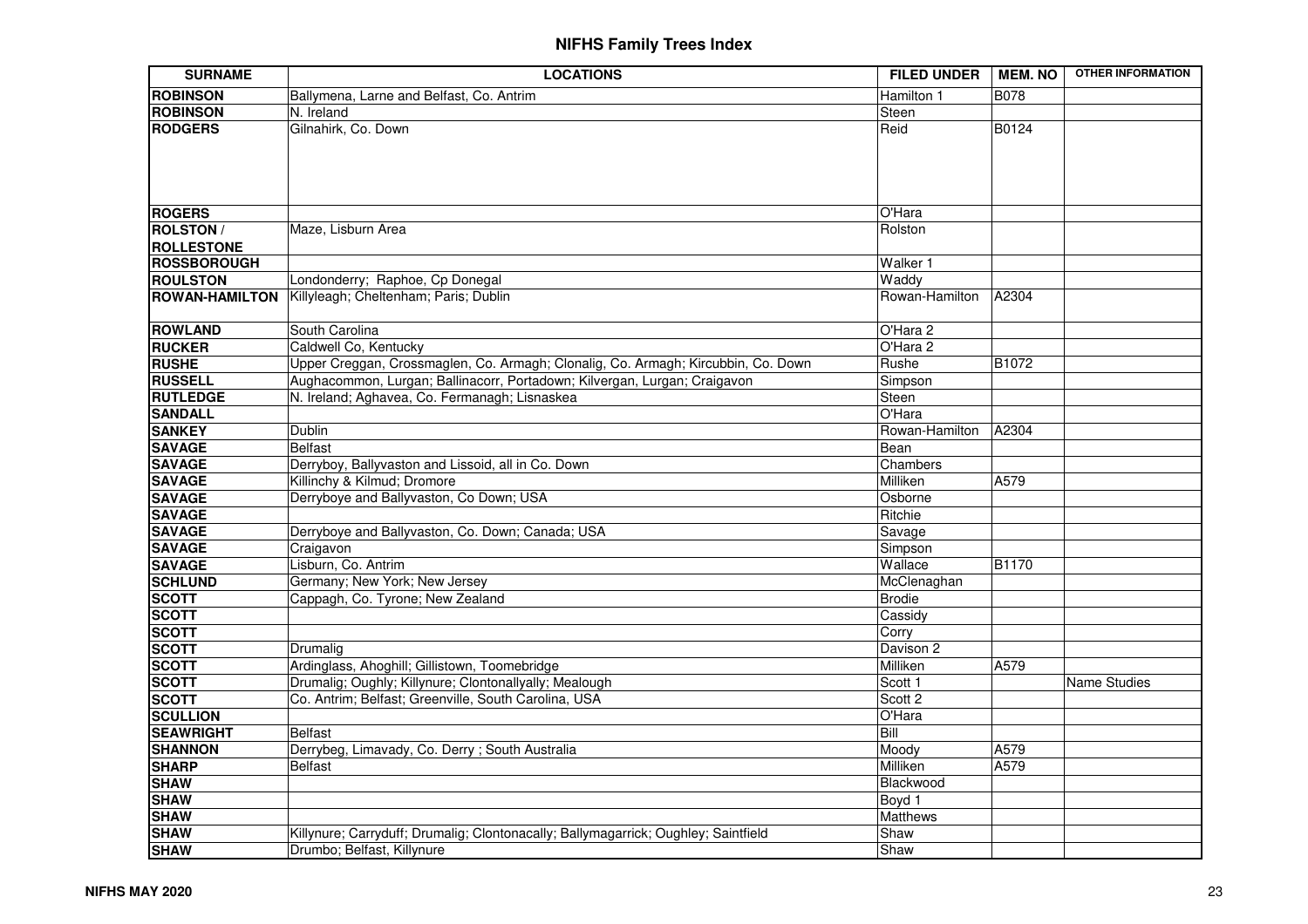# NIFHS Family Trees Index

| SURNAME | LOCATIONS | FILED UNDER | MEM. NO | OTHER INFORMATION |
|---|---|---|---|---|
| **ROBINSON** | Ballymena, Larne and Belfast, Co. Antrim | Hamilton 1 | B078 | |
| **ROBINSON** | N. Ireland | Steen | | |
| **RODGERS** | Gilnahirk, Co. Down | Reid | B0124 | |
| **ROGERS** | | O'Hara | | |
| **ROLSTON / ROLLESTONE** | Maze, Lisburn Area | Rolston | | |
| **ROSSBOROUGH** | | Walker 1 | | |
| **ROULSTON** | Londonderry; Raphoe, Cp Donegal | Waddy | | |
| **ROWAN-HAMILTON** | Killyleagh; Cheltenham; Paris; Dublin | Rowan-Hamilton | A2304 | |
| **ROWLAND** | South Carolina | O'Hara 2 | | |
| **RUCKER** | Caldwell Co, Kentucky | O'Hara 2 | | |
| **RUSHE** | Upper Creggan, Crossmaglen, Co. Armagh; Clonalig, Co. Armagh; Kircubbin, Co. Down | Rushe | B1072 | |
| **RUSSELL** | Aughacommon, Lurgan; Ballinacorr, Portadown; Kilvergan, Lurgan; Craigavon | Simpson | | |
| **RUTLEDGE** | N. Ireland; Aghavea, Co. Fermanagh; Lisnaskea | Steen | | |
| **SANDALL** | | O'Hara | | |
| **SANKEY** | Dublin | Rowan-Hamilton | A2304 | |
| **SAVAGE** | Belfast | Bean | | |
| **SAVAGE** | Derryboy, Ballyvaston and Lissoid, all in Co. Down | Chambers | | |
| **SAVAGE** | Killinchy & Kilmud; Dromore | Milliken | A579 | |
| **SAVAGE** | Derryboye and Ballyvaston, Co Down; USA | Osborne | | |
| **SAVAGE** | | Ritchie | | |
| **SAVAGE** | Derryboye and Ballyvaston, Co. Down; Canada; USA | Savage | | |
| **SAVAGE** | Craigavon | Simpson | | |
| **SAVAGE** | Lisburn, Co. Antrim | Wallace | B1170 | |
| **SCHLUND** | Germany; New York; New Jersey | McClenaghan | | |
| **SCOTT** | Cappagh, Co. Tyrone; New Zealand | Brodie | | |
| **SCOTT** | | Cassidy | | |
| **SCOTT** | | Corry | | |
| **SCOTT** | Drumalig | Davison 2 | | |
| **SCOTT** | Ardinglass, Ahoghill; Gillistown, Toomebridge | Milliken | A579 | |
| **SCOTT** | Drumalig; Oughly; Killynure; Clontonallyally; Mealough | Scott 1 | | Name Studies |
| **SCOTT** | Co. Antrim; Belfast; Greenville, South Carolina, USA | Scott 2 | | |
| **SCULLION** | | O'Hara | | |
| **SEAWRIGHT** | Belfast | Bill | | |
| **SHANNON** | Derrybeg, Limavady, Co. Derry ; South Australia | Moody | A579 | |
| **SHARP** | Belfast | Milliken | A579 | |
| **SHAW** | | Blackwood | | |
| **SHAW** | | Boyd 1 | | |
| **SHAW** | | Matthews | | |
| **SHAW** | Killynure; Carryduff; Drumalig; Clontonacally; Ballymagarrick; Oughley; Saintfield | Shaw | | |
| **SHAW** | Drumbo; Belfast, Killynure | Shaw | | |

**NIFHS MAY 2020**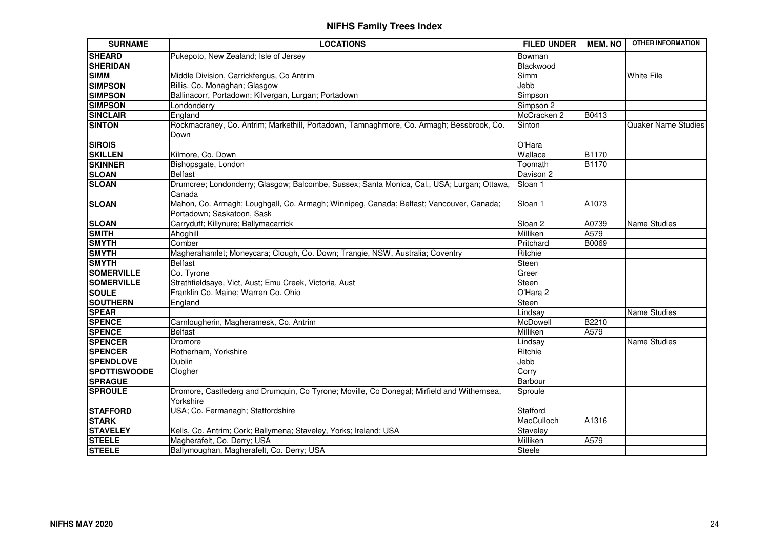# NIFHS Family Trees Index

| SURNAME | LOCATIONS | FILED UNDER | MEM. NO | OTHER INFORMATION |
|---|---|---|---|---|
| **SHEARD** | Pukepoto, New Zealand; Isle of Jersey | Bowman | | |
| **SHERIDAN** | | Blackwood | | |
| **SIMM** | Middle Division, Carrickfergus, Co Antrim | Simm | | White File |
| **SIMPSON** | Billis. Co. Monaghan; Glasgow | Jebb | | |
| **SIMPSON** | Ballinacorr, Portadown; Kilvergan, Lurgan; Portadown | Simpson | | |
| **SIMPSON** | Londonderry | Simpson 2 | | |
| **SINCLAIR** | England | McCracken 2 | B0413 | |
| **SINTON** | Rockmacraney, Co. Antrim; Markethill, Portadown, Tamnaghmore, Co. Armagh; Bessbrook, Co. Down | Sinton | | Quaker Name Studies |
| **SIROIS** | | O'Hara | | |
| **SKILLEN** | Kilmore, Co. Down | Wallace | B1170 | |
| **SKINNER** | Bishopsgate, London | Toomath | B1170 | |
| **SLOAN** | Belfast | Davison 2 | | |
| **SLOAN** | Drumcree; Londonderry; Glasgow; Balcombe, Sussex; Santa Monica, Cal., USA; Lurgan; Ottawa, Canada | Sloan 1 | | |
| **SLOAN** | Mahon, Co. Armagh; Loughgall, Co. Armagh; Winnipeg, Canada; Belfast; Vancouver, Canada; Portadown; Saskatoon, Sask | Sloan 1 | A1073 | |
| **SLOAN** | Carryduff; Killynure; Ballymacarrick | Sloan 2 | A0739 | Name Studies |
| **SMITH** | Ahoghill | Milliken | A579 | |
| **SMYTH** | Comber | Pritchard | B0069 | |
| **SMYTH** | Magherahamlet; Moneycara; Clough, Co. Down; Trangie, NSW, Australia; Coventry | Ritchie | | |
| **SMYTH** | Belfast | Steen | | |
| **SOMERVILLE** | Co. Tyrone | Greer | | |
| **SOMERVILLE** | Strathfieldsaye, Vict, Aust; Emu Creek, Victoria, Aust | Steen | | |
| **SOULE** | Franklin Co. Maine; Warren Co. Ohio | O'Hara 2 | | |
| **SOUTHERN** | England | Steen | | |
| **SPEAR** | | Lindsay | | Name Studies |
| **SPENCE** | Carnlougherin, Magheramesk, Co. Antrim | McDowell | B2210 | |
| **SPENCE** | Belfast | Milliken | A579 | |
| **SPENCER** | Dromore | Lindsay | | Name Studies |
| **SPENCER** | Rotherham, Yorkshire | Ritchie | | |
| **SPENDLOVE** | Dublin | Jebb | | |
| **SPOTTISWOODE** | Clogher | Corry | | |
| **SPRAGUE** | | Barbour | | |
| **SPROULE** | Dromore, Castlederg and Drumquin, Co Tyrone; Moville, Co Donegal; Mirfield and Withernsea, Yorkshire | Sproule | | |
| **STAFFORD** | USA; Co. Fermanagh; Staffordshire | Stafford | | |
| **STARK** | | MacCulloch | A1316 | |
| **STAVELEY** | Kells, Co. Antrim; Cork; Ballymena; Staveley, Yorks; Ireland; USA | Staveley | | |
| **STEELE** | Magherafelt, Co. Derry; USA | Milliken | A579 | |
| **STEELE** | Ballymoughan, Magherafelt, Co. Derry; USA | Steele | | |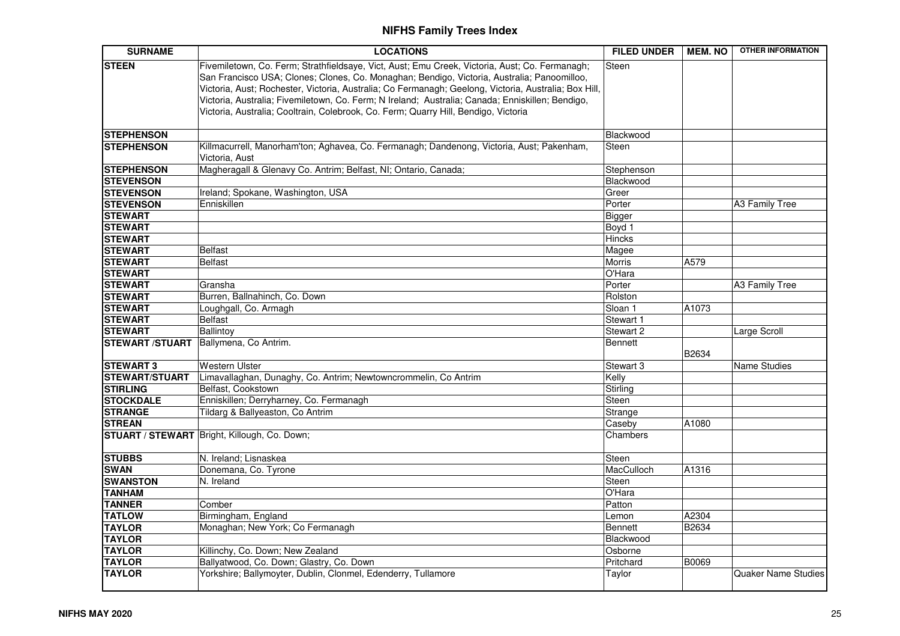# NIFHS Family Trees Index

| SURNAME | LOCATIONS | FILED UNDER | MEM. NO | OTHER INFORMATION |
|---|---|---|---|---|
| **STEEN** | Fivemiletown, Co. Ferm; Strathfieldsaye, Vict, Aust; Emu Creek, Victoria, Aust; Co. Fermanagh; San Francisco USA; Clones; Clones, Co. Monaghan; Bendigo, Victoria, Australia; Panoomilloo, Victoria, Aust; Rochester, Victoria, Australia; Co Fermanagh; Geelong, Victoria, Australia; Box Hill, Victoria, Australia; Fivemiletown, Co. Ferm; N Ireland; Australia; Canada; Enniskillen; Bendigo, Victoria, Australia; Cooltrain, Colebrook, Co. Ferm; Quarry Hill, Bendigo, Victoria | Steen | | |
| **STEPHENSON** | | Blackwood | | |
| **STEPHENSON** | Killmacurrell, Manorham'ton; Aghavea, Co. Fermanagh; Dandenong, Victoria, Aust; Pakenham, Victoria, Aust | Steen | | |
| **STEPHENSON** | Magheragall & Glenavy Co. Antrim; Belfast, NI; Ontario, Canada; | Stephenson | | |
| **STEVENSON** | | Blackwood | | |
| **STEVENSON** | Ireland; Spokane, Washington, USA | Greer | | |
| **STEVENSON** | Enniskillen | Porter | | A3 Family Tree |
| **STEWART** | | Bigger | | |
| **STEWART** | | Boyd 1 | | |
| **STEWART** | | Hincks | | |
| **STEWART** | Belfast | Magee | | |
| **STEWART** | Belfast | Morris | A579 | |
| **STEWART** | | O'Hara | | |
| **STEWART** | Gransha | Porter | | A3 Family Tree |
| **STEWART** | Burren, Ballnahinch, Co. Down | Rolston | | |
| **STEWART** | Loughgall, Co. Armagh | Sloan 1 | A1073 | |
| **STEWART** | Belfast | Stewart 1 | | |
| **STEWART** | Ballintoy | Stewart 2 | | Large Scroll |
| **STEWART /STUART** | Ballymena, Co Antrim. | Bennett | B2634 | |
| **STEWART 3** | Western Ulster | Stewart 3 | | Name Studies |
| **STEWART/STUART** | Limavallaghan, Dunaghy, Co. Antrim; Newtowncrommelin, Co Antrim | Kelly | | |
| **STIRLING** | Belfast, Cookstown | Stirling | | |
| **STOCKDALE** | Enniskillen; Derryharney, Co. Fermanagh | Steen | | |
| **STRANGE** | Tildarg & Ballyeaston, Co Antrim | Strange | | |
| **STREAN** | | Caseby | A1080 | |
| **STUART / STEWART** | Bright, Killough, Co. Down; | Chambers | | |
| **STUBBS** | N. Ireland; Lisnaskea | Steen | | |
| **SWAN** | Donemana, Co. Tyrone | MacCulloch | A1316 | |
| **SWANSTON** | N. Ireland | Steen | | |
| **TANHAM** | | O'Hara | | |
| **TANNER** | Comber | Patton | | |
| **TATLOW** | Birmingham, England | Lemon | A2304 | |
| **TAYLOR** | Monaghan; New York; Co Fermanagh | Bennett | B2634 | |
| **TAYLOR** | | Blackwood | | |
| **TAYLOR** | Killinchy, Co. Down; New Zealand | Osborne | | |
| **TAYLOR** | Ballyatwood, Co. Down; Glastry, Co. Down | Pritchard | B0069 | |
| **TAYLOR** | Yorkshire; Ballymoyter, Dublin, Clonmel, Edenderry, Tullamore | Taylor | | Quaker Name Studies |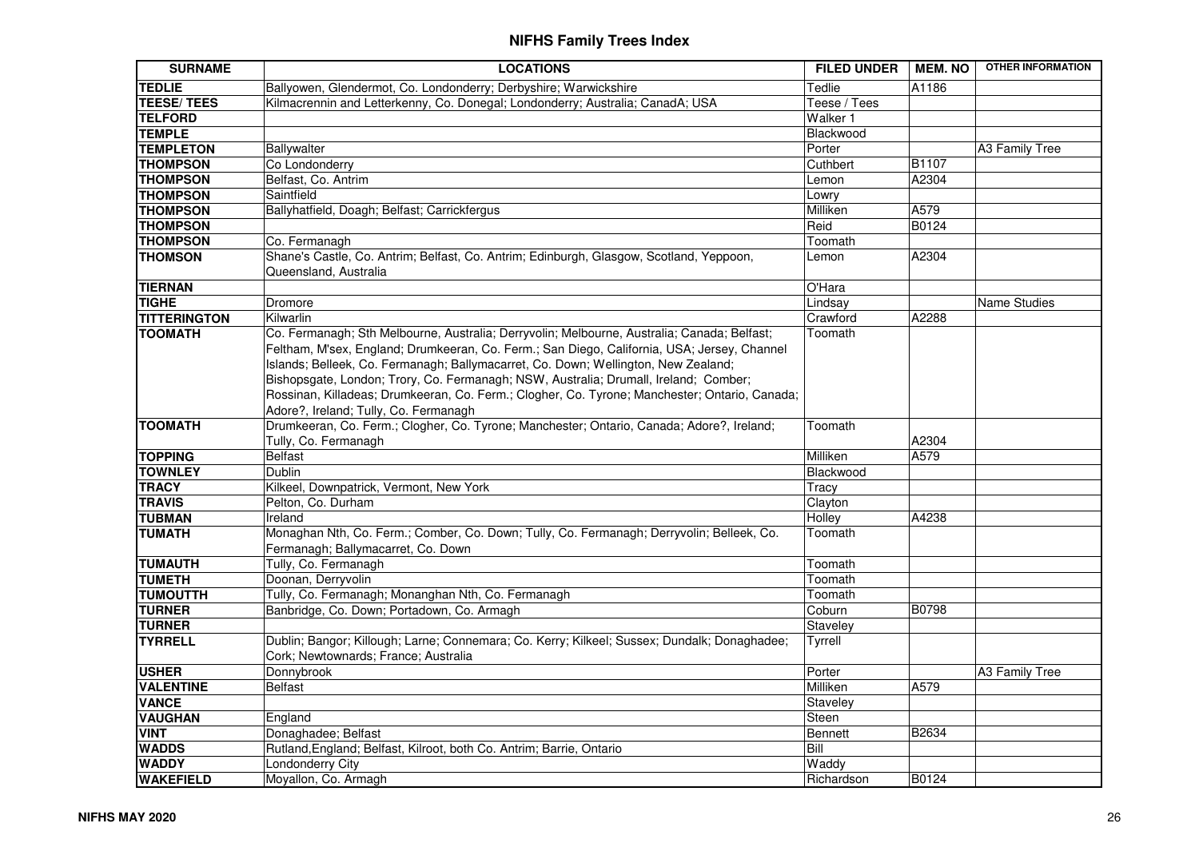## NIFHS Family Trees Index

| SURNAME | LOCATIONS | FILED UNDER | MEM. NO | OTHER INFORMATION |
|---|---|---|---|---|
| TEDLIE | Ballyowen, Glendermot, Co. Londonderry; Derbyshire; Warwickshire | Tedlie | A1186 | |
| TEESE/ TEES | Kilmacrennin and Letterkenny, Co. Donegal; Londonderry; Australia; CanadA; USA | Teese / Tees | | |
| TELFORD | | Walker 1 | | |
| TEMPLE | | Blackwood | | |
| TEMPLETON | Ballywalter | Porter | | A3 Family Tree |
| THOMPSON | Co Londonderry | Cuthbert | B1107 | |
| THOMPSON | Belfast, Co. Antrim | Lemon | A2304 | |
| THOMPSON | Saintfield | Lowry | | |
| THOMPSON | Ballyhatfield, Doagh; Belfast; Carrickfergus | Milliken | A579 | |
| THOMPSON | | Reid | B0124 | |
| THOMPSON | Co. Fermanagh | Toomath | | |
| THOMSON | Shane's Castle, Co. Antrim; Belfast, Co. Antrim; Edinburgh, Glasgow, Scotland, Yeppoon, Queensland, Australia | Lemon | A2304 | |
| TIERNAN | | O'Hara | | |
| TIGHE | Dromore | Lindsay | | Name Studies |
| TITTERINGTON | Kilwarlin | Crawford | A2288 | |
| TOOMATH | Co. Fermanagh; Sth Melbourne, Australia; Derryvolin; Melbourne, Australia; Canada; Belfast; Feltham, M'sex, England; Drumkeeran, Co. Ferm.; San Diego, California, USA; Jersey, Channel Islands; Belleek, Co. Fermanagh; Ballymacarret, Co. Down; Wellington, New Zealand; Bishopsgate, London; Trory, Co. Fermanagh; NSW, Australia; Drumall, Ireland; Comber; Rossinan, Killadeas; Drumkeeran, Co. Ferm.; Clogher, Co. Tyrone; Manchester; Ontario, Canada; Adore?, Ireland; Tully, Co. Fermanagh | Toomath | | |
| TOOMATH | Drumkeeran, Co. Ferm.; Clogher, Co. Tyrone; Manchester; Ontario, Canada; Adore?, Ireland; Tully, Co. Fermanagh | Toomath | A2304 | |
| TOPPING | Belfast | Milliken | A579 | |
| TOWNLEY | Dublin | Blackwood | | |
| TRACY | Kilkeel, Downpatrick, Vermont, New York | Tracy | | |
| TRAVIS | Pelton, Co. Durham | Clayton | | |
| TUBMAN | Ireland | Holley | A4238 | |
| TUMATH | Monaghan Nth, Co. Ferm.; Comber, Co. Down; Tully, Co. Fermanagh; Derryvolin; Belleek, Co. Fermanagh; Ballymacarret, Co. Down | Toomath | | |
| TUMAUTH | Tully, Co. Fermanagh | Toomath | | |
| TUMETH | Doonan, Derryvolin | Toomath | | |
| TUMOUTTH | Tully, Co. Fermanagh; Monanghan Nth, Co. Fermanagh | Toomath | | |
| TURNER | Banbridge, Co. Down; Portadown, Co. Armagh | Coburn | B0798 | |
| TURNER | | Staveley | | |
| TYRRELL | Dublin; Bangor; Killough; Larne; Connemara; Co. Kerry; Kilkeel; Sussex; Dundalk; Donaghadee; Cork; Newtownards; France; Australia | Tyrrell | | |
| USHER | Donnybrook | Porter | | A3 Family Tree |
| VALENTINE | Belfast | Milliken | A579 | |
| VANCE | | Staveley | | |
| VAUGHAN | England | Steen | | |
| VINT | Donaghadee; Belfast | Bennett | B2634 | |
| WADDS | Rutland,England; Belfast, Kilroot, both Co. Antrim; Barrie, Ontario | Bill | | |
| WADDY | Londonderry City | Waddy | | |
| WAKEFIELD | Moyallon, Co. Armagh | Richardson | B0124 | |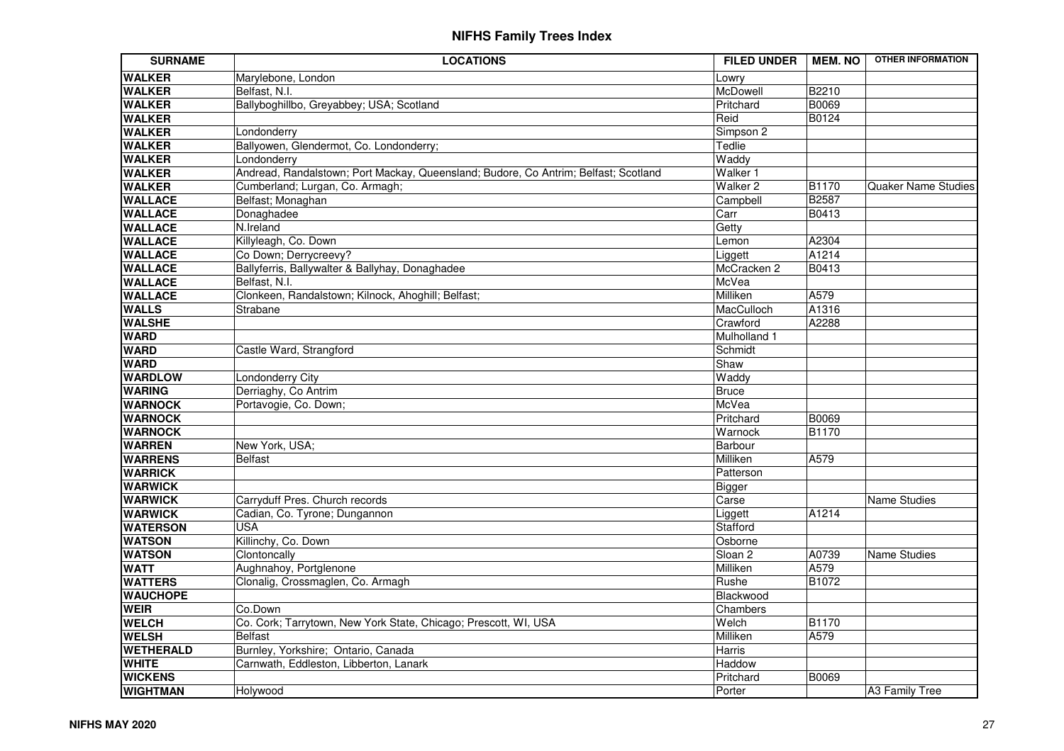# NIFHS Family Trees Index

| SURNAME | LOCATIONS | FILED UNDER | MEM. NO | OTHER INFORMATION |
|---|---|---|---|---|
| **WALKER** | Marylebone, London | Lowry | | |
| **WALKER** | Belfast, N.I. | McDowell | B2210 | |
| **WALKER** | Ballyboghillbo, Greyabbey; USA; Scotland | Pritchard | B0069 | |
| **WALKER** | | Reid | B0124 | |
| **WALKER** | Londonderry | Simpson 2 | | |
| **WALKER** | Ballyowen, Glendermot, Co. Londonderry; | Tedlie | | |
| **WALKER** | Londonderry | Waddy | | |
| **WALKER** | Andread, Randalstown; Port Mackay, Queensland; Budore, Co Antrim; Belfast; Scotland | Walker 1 | | |
| **WALKER** | Cumberland; Lurgan, Co. Armagh; | Walker 2 | B1170 | Quaker Name Studies |
| **WALLACE** | Belfast; Monaghan | Campbell | B2587 | |
| **WALLACE** | Donaghadee | Carr | B0413 | |
| **WALLACE** | N.Ireland | Getty | | |
| **WALLACE** | Killyleagh, Co. Down | Lemon | A2304 | |
| **WALLACE** | Co Down; Derrycreevy? | Liggett | A1214 | |
| **WALLACE** | Ballyferris, Ballywalter & Ballyhay, Donaghadee | McCracken 2 | B0413 | |
| **WALLACE** | Belfast, N.I. | McVea | | |
| **WALLACE** | Clonkeen, Randalstown; Kilnock, Ahoghill; Belfast; | Milliken | A579 | |
| **WALLS** | Strabane | MacCulloch | A1316 | |
| **WALSHE** | | Crawford | A2288 | |
| **WARD** | | Mulholland 1 | | |
| **WARD** | Castle Ward, Strangford | Schmidt | | |
| **WARD** | | Shaw | | |
| **WARDLOW** | Londonderry City | Waddy | | |
| **WARING** | Derriaghy, Co Antrim | Bruce | | |
| **WARNOCK** | Portavogie, Co. Down; | McVea | | |
| **WARNOCK** | | Pritchard | B0069 | |
| **WARNOCK** | | Warnock | B1170 | |
| **WARREN** | New York, USA; | Barbour | | |
| **WARRENS** | Belfast | Milliken | A579 | |
| **WARRICK** | | Patterson | | |
| **WARWICK** | | Bigger | | |
| **WARWICK** | Carryduff Pres. Church records | Carse | | Name Studies |
| **WARWICK** | Cadian, Co. Tyrone; Dungannon | Liggett | A1214 | |
| **WATERSON** | USA | Stafford | | |
| **WATSON** | Killinchy, Co. Down | Osborne | | |
| **WATSON** | Clontoncally | Sloan 2 | A0739 | Name Studies |
| **WATT** | Aughnahoy, Portglenone | Milliken | A579 | |
| **WATTERS** | Clonalig, Crossmaglen, Co. Armagh | Rushe | B1072 | |
| **WAUCHOPE** | | Blackwood | | |
| **WEIR** | Co.Down | Chambers | | |
| **WELCH** | Co. Cork; Tarrytown, New York State, Chicago; Prescott, WI, USA | Welch | B1170 | |
| **WELSH** | Belfast | Milliken | A579 | |
| **WETHERALD** | Burnley, Yorkshire; Ontario, Canada | Harris | | |
| **WHITE** | Carnwath, Eddleston, Libberton, Lanark | Haddow | | |
| **WICKENS** | | Pritchard | B0069 | |
| **WIGHTMAN** | Holywood | Porter | | A3 Family Tree |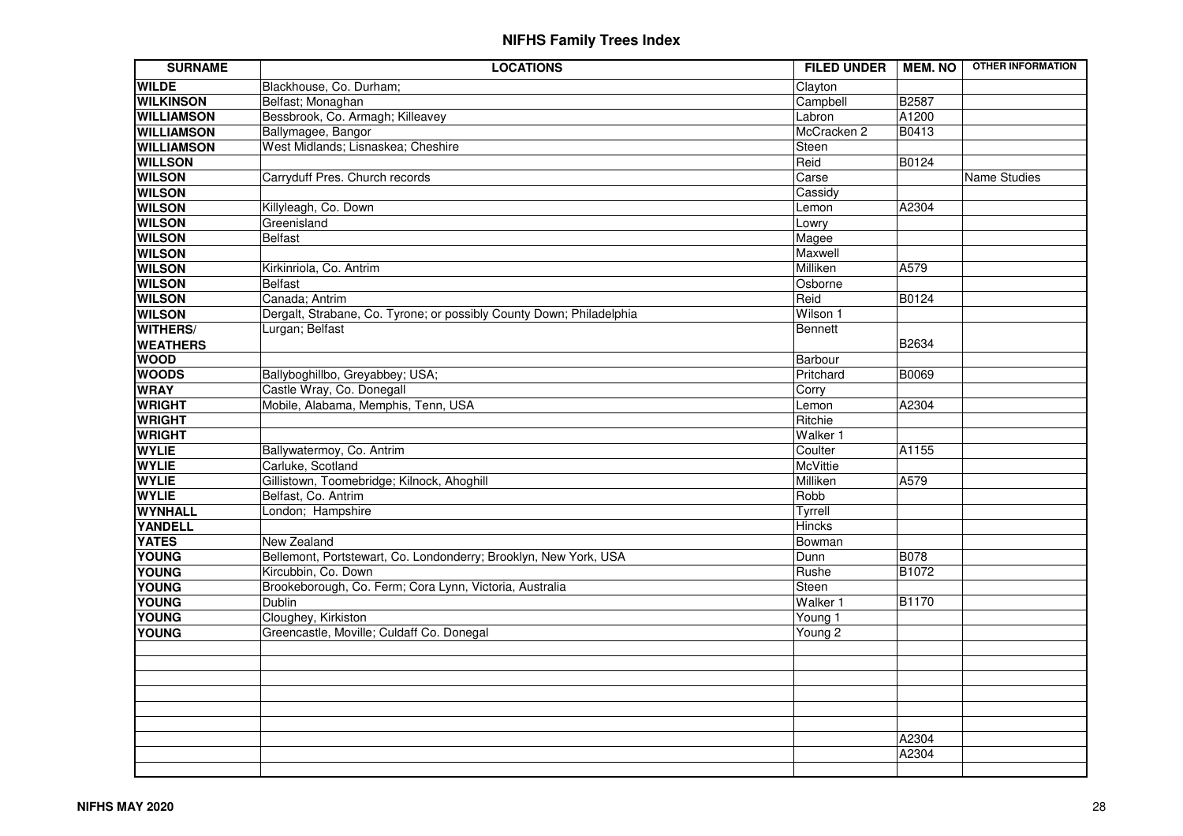# NIFHS Family Trees Index

| SURNAME | LOCATIONS | FILED UNDER | MEM. NO | OTHER INFORMATION |
|---|---|---|---|---|
| **WILDE** | Blackhouse, Co. Durham; | Clayton | | |
| **WILKINSON** | Belfast; Monaghan | Campbell | B2587 | |
| **WILLIAMSON** | Bessbrook, Co. Armagh; Killeavey | Labron | A1200 | |
| **WILLIAMSON** | Ballymagee, Bangor | McCracken 2 | B0413 | |
| **WILLIAMSON** | West Midlands; Lisnaskea; Cheshire | Steen | | |
| **WILLSON** | | Reid | B0124 | |
| **WILSON** | Carryduff Pres. Church records | Carse | | Name Studies |
| **WILSON** | | Cassidy | | |
| **WILSON** | Killyleagh, Co. Down | Lemon | A2304 | |
| **WILSON** | Greenisland | Lowry | | |
| **WILSON** | Belfast | Magee | | |
| **WILSON** | | Maxwell | | |
| **WILSON** | Kirkinriola, Co. Antrim | Milliken | A579 | |
| **WILSON** | Belfast | Osborne | | |
| **WILSON** | Canada; Antrim | Reid | B0124 | |
| **WILSON** | Dergalt, Strabane, Co. Tyrone; or possibly County Down; Philadelphia | Wilson 1 | | |
| **WITHERS/ WEATHERS** | Lurgan; Belfast | Bennett | B2634 | |
| **WOOD** | | Barbour | | |
| **WOODS** | Ballyboghillbo, Greyabbey; USA; | Pritchard | B0069 | |
| **WRAY** | Castle Wray, Co. Donegall | Corry | | |
| **WRIGHT** | Mobile, Alabama, Memphis, Tenn, USA | Lemon | A2304 | |
| **WRIGHT** | | Ritchie | | |
| **WRIGHT** | | Walker 1 | | |
| **WYLIE** | Ballywatermoy, Co. Antrim | Coulter | A1155 | |
| **WYLIE** | Carluke, Scotland | McVittie | | |
| **WYLIE** | Gillistown, Toomebridge; Kilnock, Ahoghill | Milliken | A579 | |
| **WYLIE** | Belfast, Co. Antrim | Robb | | |
| **WYNHALL** | London; Hampshire | Tyrrell | | |
| **YANDELL** | | Hincks | | |
| **YATES** | New Zealand | Bowman | | |
| **YOUNG** | Bellemont, Portstewart, Co. Londonderry; Brooklyn, New York, USA | Dunn | B078 | |
| **YOUNG** | Kircubbin, Co. Down | Rushe | B1072 | |
| **YOUNG** | Brookeborough, Co. Ferm; Cora Lynn, Victoria, Australia | Steen | | |
| **YOUNG** | Dublin | Walker 1 | B1170 | |
| **YOUNG** | Cloughey, Kirkiston | Young 1 | | |
| **YOUNG** | Greencastle, Moville; Culdaff Co. Donegal | Young 2 | | |
| | | | | |
| | | | | |
| | | | | |
| | | | | |
| | | | | |
| | | | | |
| | | | A2304 | |
| | | | A2304 | |
| | | | | |

NIFHS MAY 2020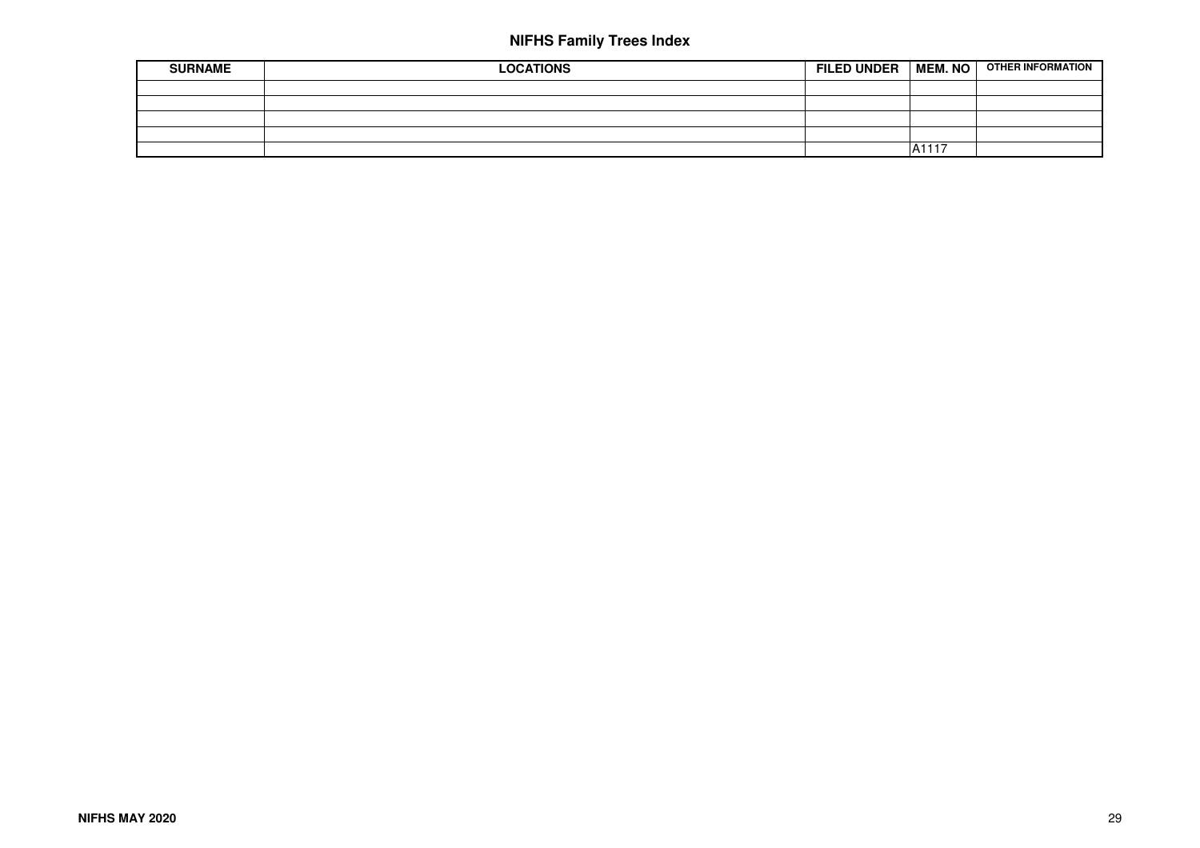# NIFHS Family Trees Index

| SURNAME | LOCATIONS | FILED UNDER | MEM. NO | OTHER INFORMATION |
|---|---|---|---|---|
| | | | | |
| | | | | |
| | | | | |
| | | | | |
| | | | A1117 | |